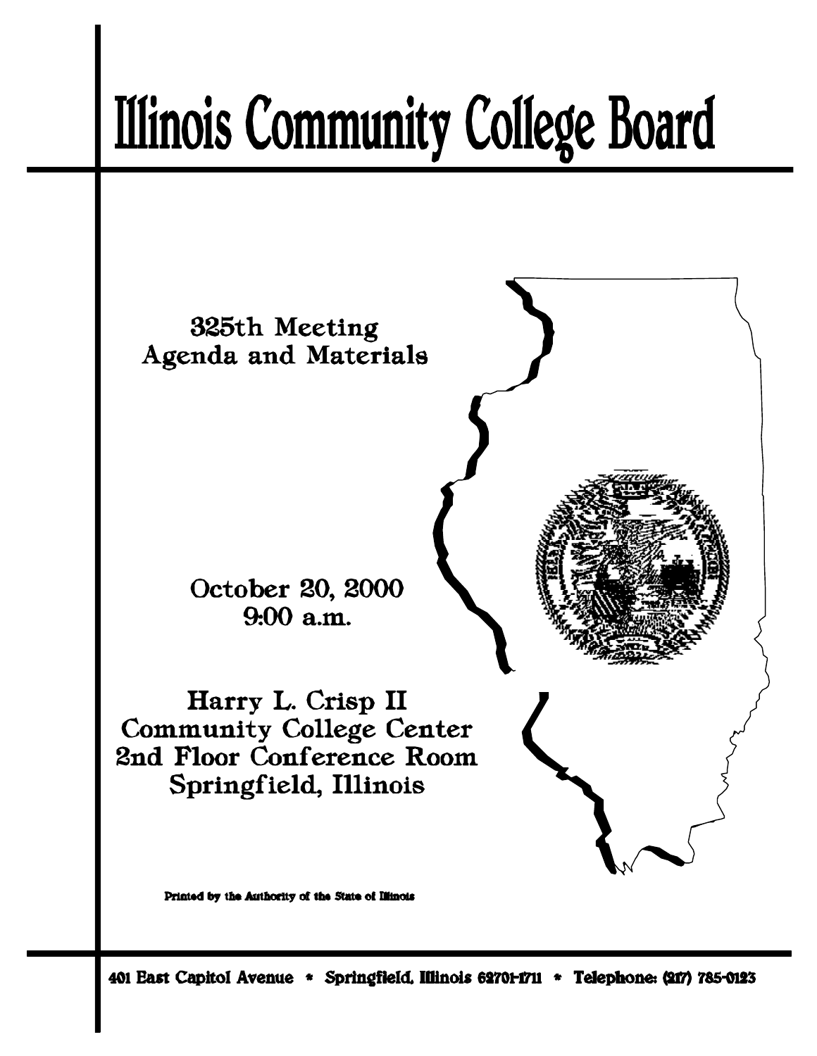# Illinois Community College Board

325th Meeting
Agenda and Materials

October 20, 2000
9:00 a.m.

Harry L. Crisp II
Community College Center
2nd Floor Conference Room
Springfield, Illinois

Printed by the Authority of the State of Illinois

401 East Capitol Avenue * Springfield, Illinois 62701-1711 * Telephone: (217) 785-0123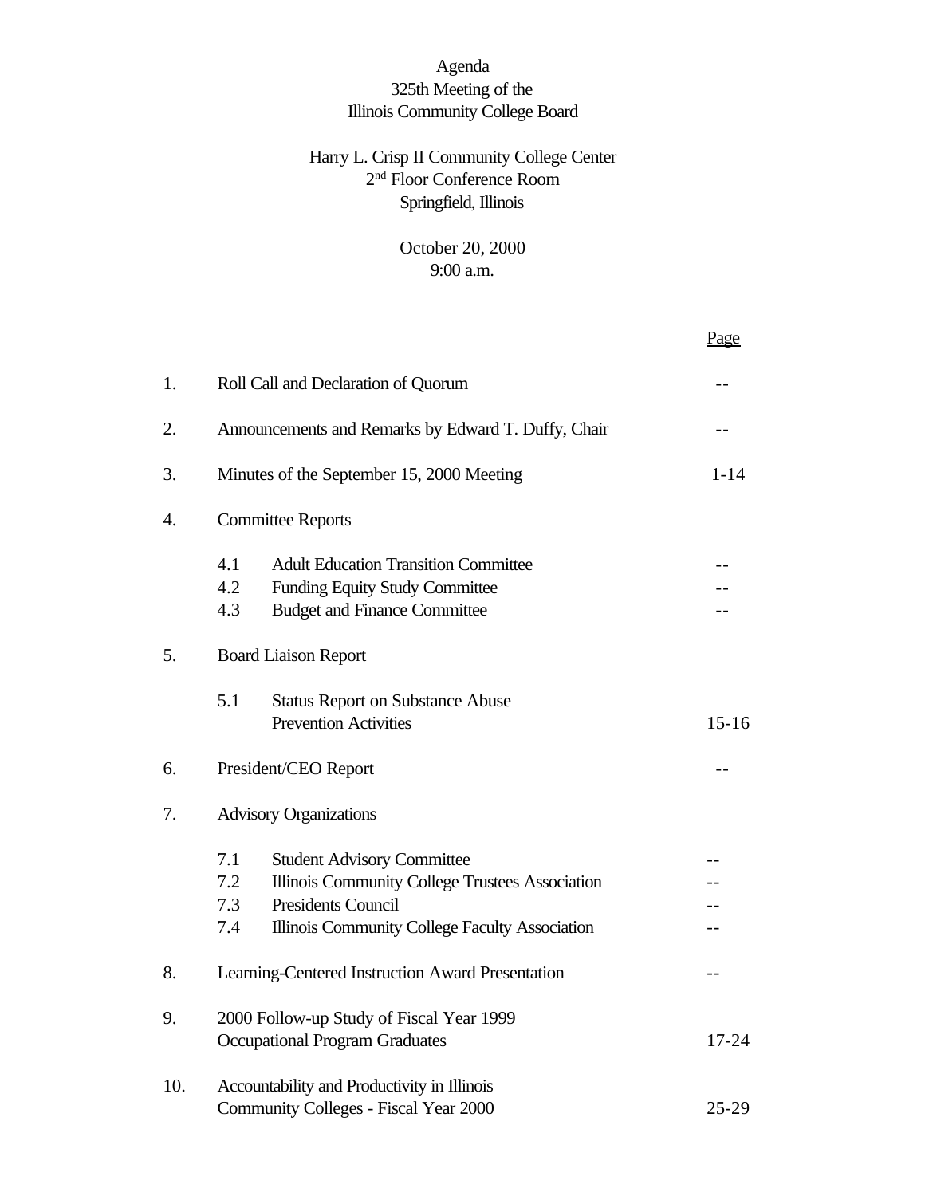Agenda
325th Meeting of the
Illinois Community College Board

Harry L. Crisp II Community College Center
2nd Floor Conference Room
Springfield, Illinois

October 20, 2000
9:00 a.m.

| | | Page |
|---|---|---|
| 1. | Roll Call and Declaration of Quorum | -- |
| 2. | Announcements and Remarks by Edward T. Duffy, Chair | -- |
| 3. | Minutes of the September 15, 2000 Meeting | 1-14 |
| 4. | Committee Reports | |
| | 4.1 Adult Education Transition Committee | -- |
| | 4.2 Funding Equity Study Committee | -- |
| | 4.3 Budget and Finance Committee | -- |
| 5. | Board Liaison Report | |
| | 5.1 Status Report on Substance Abuse Prevention Activities | 15-16 |
| 6. | President/CEO Report | -- |
| 7. | Advisory Organizations | |
| | 7.1 Student Advisory Committee | -- |
| | 7.2 Illinois Community College Trustees Association | -- |
| | 7.3 Presidents Council | -- |
| | 7.4 Illinois Community College Faculty Association | -- |
| 8. | Learning-Centered Instruction Award Presentation | -- |
| 9. | 2000 Follow-up Study of Fiscal Year 1999 Occupational Program Graduates | 17-24 |
| 10. | Accountability and Productivity in Illinois Community Colleges - Fiscal Year 2000 | 25-29 |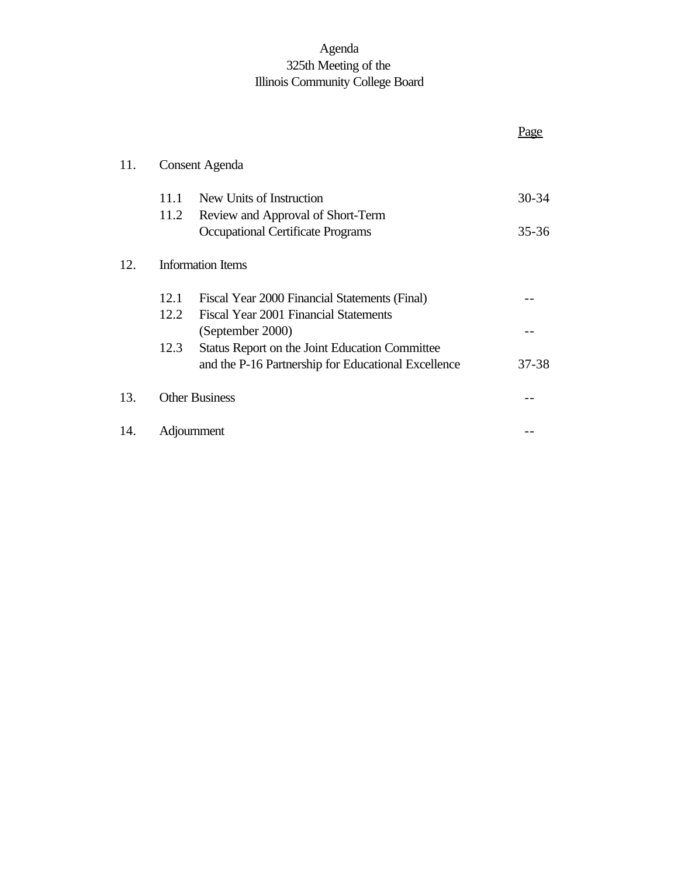# Agenda
## 325th Meeting of the
## Illinois Community College Board

| | | | Page |
|---|---|---|---|
| 11. | Consent Agenda | | |
| | 11.1 | New Units of Instruction | 30-34 |
| | 11.2 | Review and Approval of Short-Term Occupational Certificate Programs | 35-36 |
| 12. | Information Items | | |
| | 12.1 | Fiscal Year 2000 Financial Statements (Final) | -- |
| | 12.2 | Fiscal Year 2001 Financial Statements (September 2000) | -- |
| | 12.3 | Status Report on the Joint Education Committee and the P-16 Partnership for Educational Excellence | 37-38 |
| 13. | Other Business | | -- |
| 14. | Adjournment | | -- |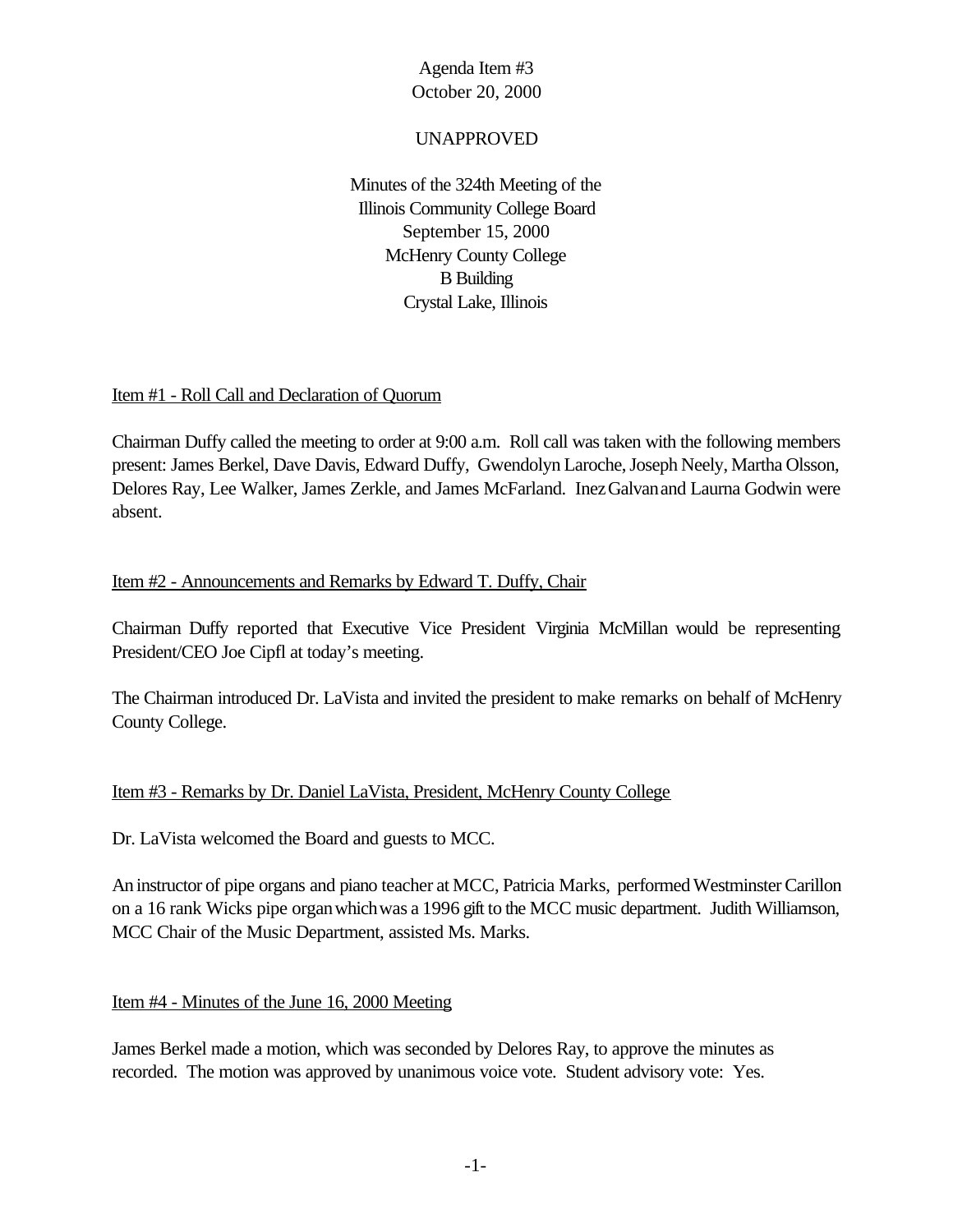Agenda Item #3
October 20, 2000

UNAPPROVED

Minutes of the 324th Meeting of the
Illinois Community College Board
September 15, 2000
McHenry County College
B Building
Crystal Lake, Illinois

Item #1 - Roll Call and Declaration of Quorum

Chairman Duffy called the meeting to order at 9:00 a.m. Roll call was taken with the following members present: James Berkel, Dave Davis, Edward Duffy, Gwendolyn Laroche, Joseph Neely, Martha Olsson, Delores Ray, Lee Walker, James Zerkle, and James McFarland. Inez Galvan and Laurna Godwin were absent.

Item #2 - Announcements and Remarks by Edward T. Duffy, Chair

Chairman Duffy reported that Executive Vice President Virginia McMillan would be representing President/CEO Joe Cipfl at today's meeting.

The Chairman introduced Dr. LaVista and invited the president to make remarks on behalf of McHenry County College.

Item #3 - Remarks by Dr. Daniel LaVista, President, McHenry County College

Dr. LaVista welcomed the Board and guests to MCC.

An instructor of pipe organs and piano teacher at MCC, Patricia Marks, performed Westminster Carillon on a 16 rank Wicks pipe organ which was a 1996 gift to the MCC music department. Judith Williamson, MCC Chair of the Music Department, assisted Ms. Marks.

Item #4 - Minutes of the June 16, 2000 Meeting

James Berkel made a motion, which was seconded by Delores Ray, to approve the minutes as recorded. The motion was approved by unanimous voice vote. Student advisory vote: Yes.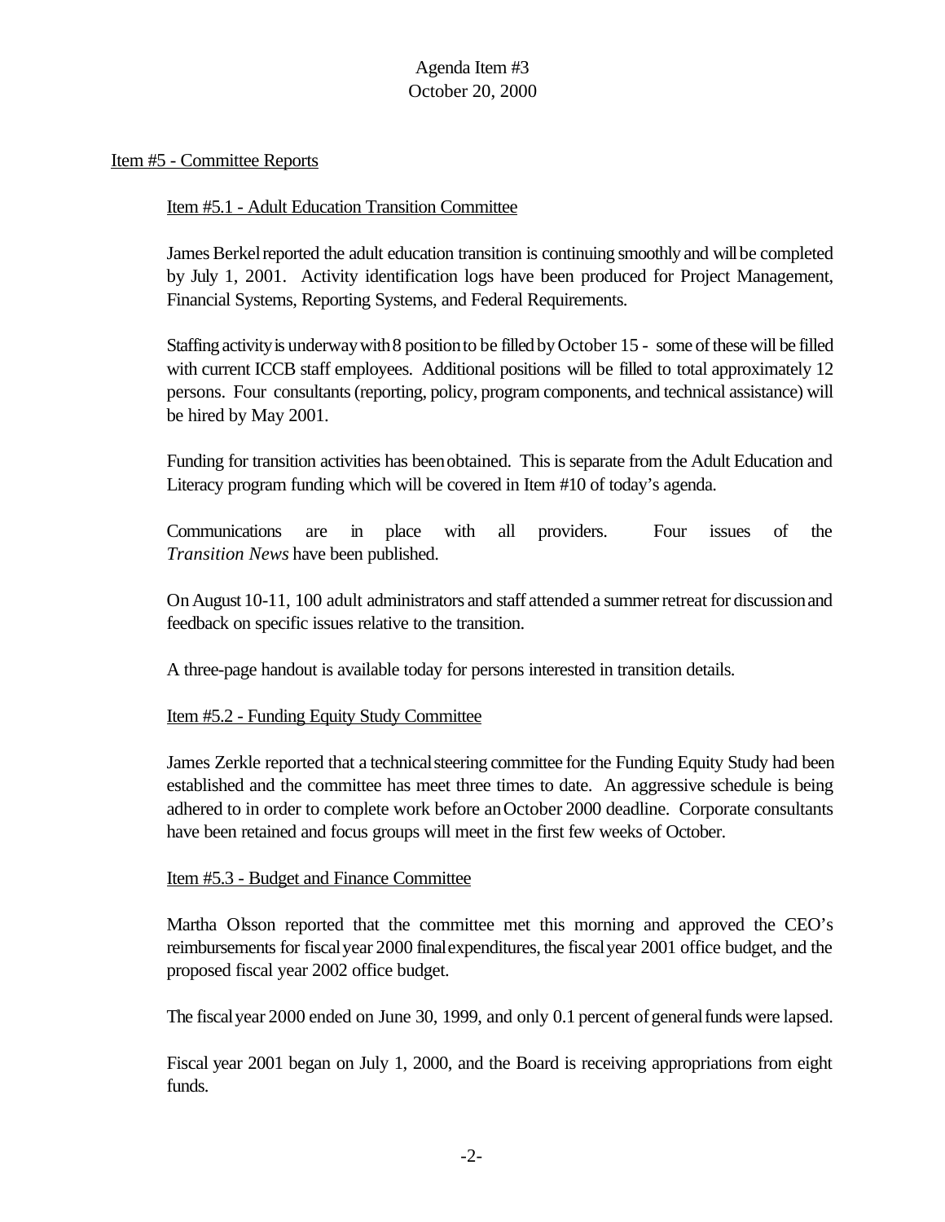Agenda Item #3
October 20, 2000

Item #5 - Committee Reports

Item #5.1 - Adult Education Transition Committee

James Berkel reported the adult education transition is continuing smoothly and will be completed by July 1, 2001. Activity identification logs have been produced for Project Management, Financial Systems, Reporting Systems, and Federal Requirements.

Staffing activity is underway with 8 position to be filled by October 15 - some of these will be filled with current ICCB staff employees. Additional positions will be filled to total approximately 12 persons. Four consultants (reporting, policy, program components, and technical assistance) will be hired by May 2001.

Funding for transition activities has been obtained. This is separate from the Adult Education and Literacy program funding which will be covered in Item #10 of today's agenda.

Communications are in place with all providers. Four issues of the *Transition News* have been published.

On August 10-11, 100 adult administrators and staff attended a summer retreat for discussion and feedback on specific issues relative to the transition.

A three-page handout is available today for persons interested in transition details.

Item #5.2 - Funding Equity Study Committee

James Zerkle reported that a technical steering committee for the Funding Equity Study had been established and the committee has meet three times to date. An aggressive schedule is being adhered to in order to complete work before an October 2000 deadline. Corporate consultants have been retained and focus groups will meet in the first few weeks of October.

Item #5.3 - Budget and Finance Committee

Martha Olsson reported that the committee met this morning and approved the CEO's reimbursements for fiscal year 2000 final expenditures, the fiscal year 2001 office budget, and the proposed fiscal year 2002 office budget.

The fiscal year 2000 ended on June 30, 1999, and only 0.1 percent of general funds were lapsed.

Fiscal year 2001 began on July 1, 2000, and the Board is receiving appropriations from eight funds.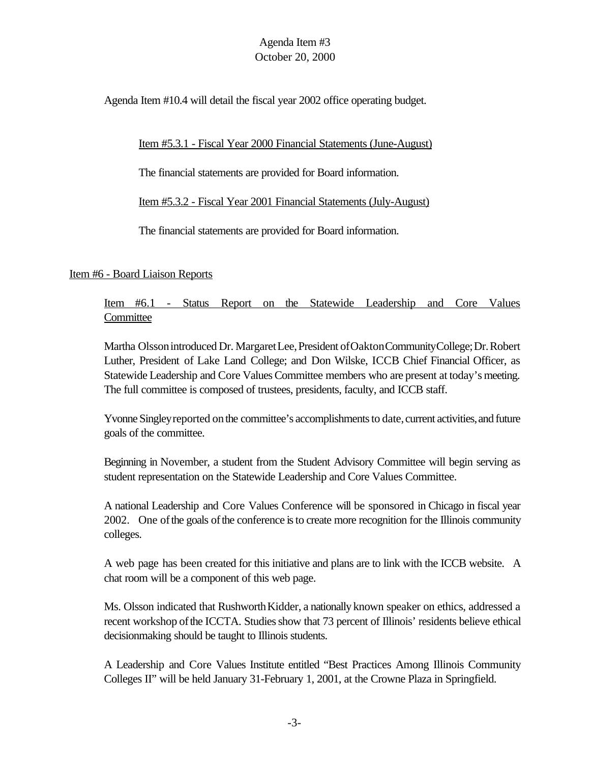Agenda Item #10.4 will detail the fiscal year 2002 office operating budget.

Item #5.3.1 - Fiscal Year 2000 Financial Statements (June-August)

The financial statements are provided for Board information.

Item #5.3.2 - Fiscal Year 2001 Financial Statements (July-August)

The financial statements are provided for Board information.

## Item #6 - Board Liaison Reports

### Item #6.1 - Status Report on the Statewide Leadership and Core Values Committee

Martha Olsson introduced Dr. Margaret Lee, President of Oakton Community College; Dr. Robert Luther, President of Lake Land College; and Don Wilske, ICCB Chief Financial Officer, as Statewide Leadership and Core Values Committee members who are present at today's meeting. The full committee is composed of trustees, presidents, faculty, and ICCB staff.

Yvonne Singley reported on the committee's accomplishments to date, current activities, and future goals of the committee.

Beginning in November, a student from the Student Advisory Committee will begin serving as student representation on the Statewide Leadership and Core Values Committee.

A national Leadership and Core Values Conference will be sponsored in Chicago in fiscal year 2002. One of the goals of the conference is to create more recognition for the Illinois community colleges.

A web page has been created for this initiative and plans are to link with the ICCB website. A chat room will be a component of this web page.

Ms. Olsson indicated that Rushworth Kidder, a nationally known speaker on ethics, addressed a recent workshop of the ICCTA. Studies show that 73 percent of Illinois' residents believe ethical decisionmaking should be taught to Illinois students.

A Leadership and Core Values Institute entitled "Best Practices Among Illinois Community Colleges II" will be held January 31-February 1, 2001, at the Crowne Plaza in Springfield.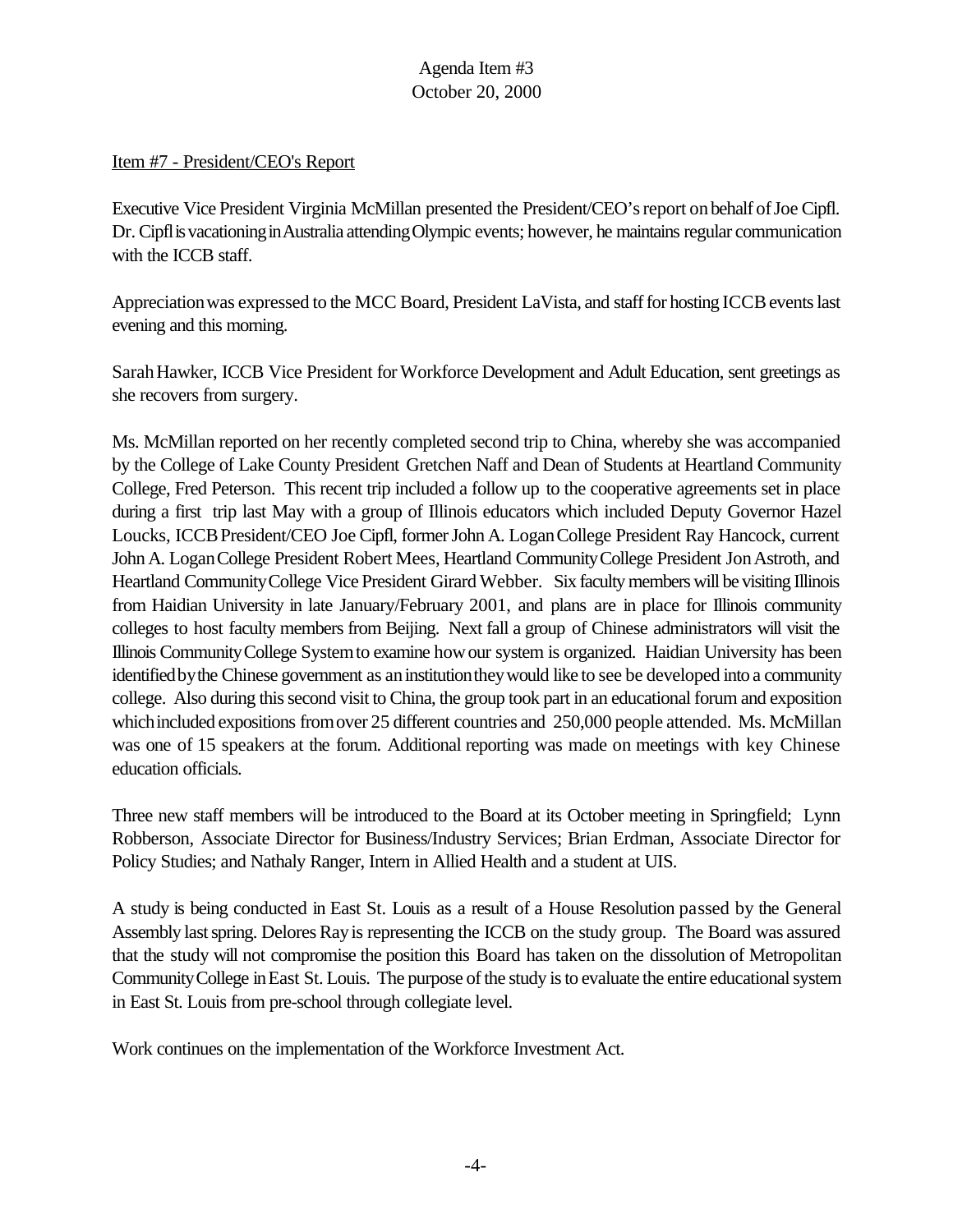Agenda Item #3
October 20, 2000

Item #7 - President/CEO's Report

Executive Vice President Virginia McMillan presented the President/CEO's report on behalf of Joe Cipfl. Dr. Cipfl is vacationing in Australia attending Olympic events; however, he maintains regular communication with the ICCB staff.

Appreciation was expressed to the MCC Board, President LaVista, and staff for hosting ICCB events last evening and this morning.

Sarah Hawker, ICCB Vice President for Workforce Development and Adult Education, sent greetings as she recovers from surgery.

Ms. McMillan reported on her recently completed second trip to China, whereby she was accompanied by the College of Lake County President Gretchen Naff and Dean of Students at Heartland Community College, Fred Peterson. This recent trip included a follow up to the cooperative agreements set in place during a first trip last May with a group of Illinois educators which included Deputy Governor Hazel Loucks, ICCB President/CEO Joe Cipfl, former John A. Logan College President Ray Hancock, current John A. Logan College President Robert Mees, Heartland Community College President Jon Astroth, and Heartland Community College Vice President Girard Webber. Six faculty members will be visiting Illinois from Haidian University in late January/February 2001, and plans are in place for Illinois community colleges to host faculty members from Beijing. Next fall a group of Chinese administrators will visit the Illinois Community College System to examine how our system is organized. Haidian University has been identified by the Chinese government as an institution they would like to see be developed into a community college. Also during this second visit to China, the group took part in an educational forum and exposition which included expositions from over 25 different countries and 250,000 people attended. Ms. McMillan was one of 15 speakers at the forum. Additional reporting was made on meetings with key Chinese education officials.

Three new staff members will be introduced to the Board at its October meeting in Springfield; Lynn Robberson, Associate Director for Business/Industry Services; Brian Erdman, Associate Director for Policy Studies; and Nathaly Ranger, Intern in Allied Health and a student at UIS.

A study is being conducted in East St. Louis as a result of a House Resolution passed by the General Assembly last spring. Delores Ray is representing the ICCB on the study group. The Board was assured that the study will not compromise the position this Board has taken on the dissolution of Metropolitan Community College in East St. Louis. The purpose of the study is to evaluate the entire educational system in East St. Louis from pre-school through collegiate level.

Work continues on the implementation of the Workforce Investment Act.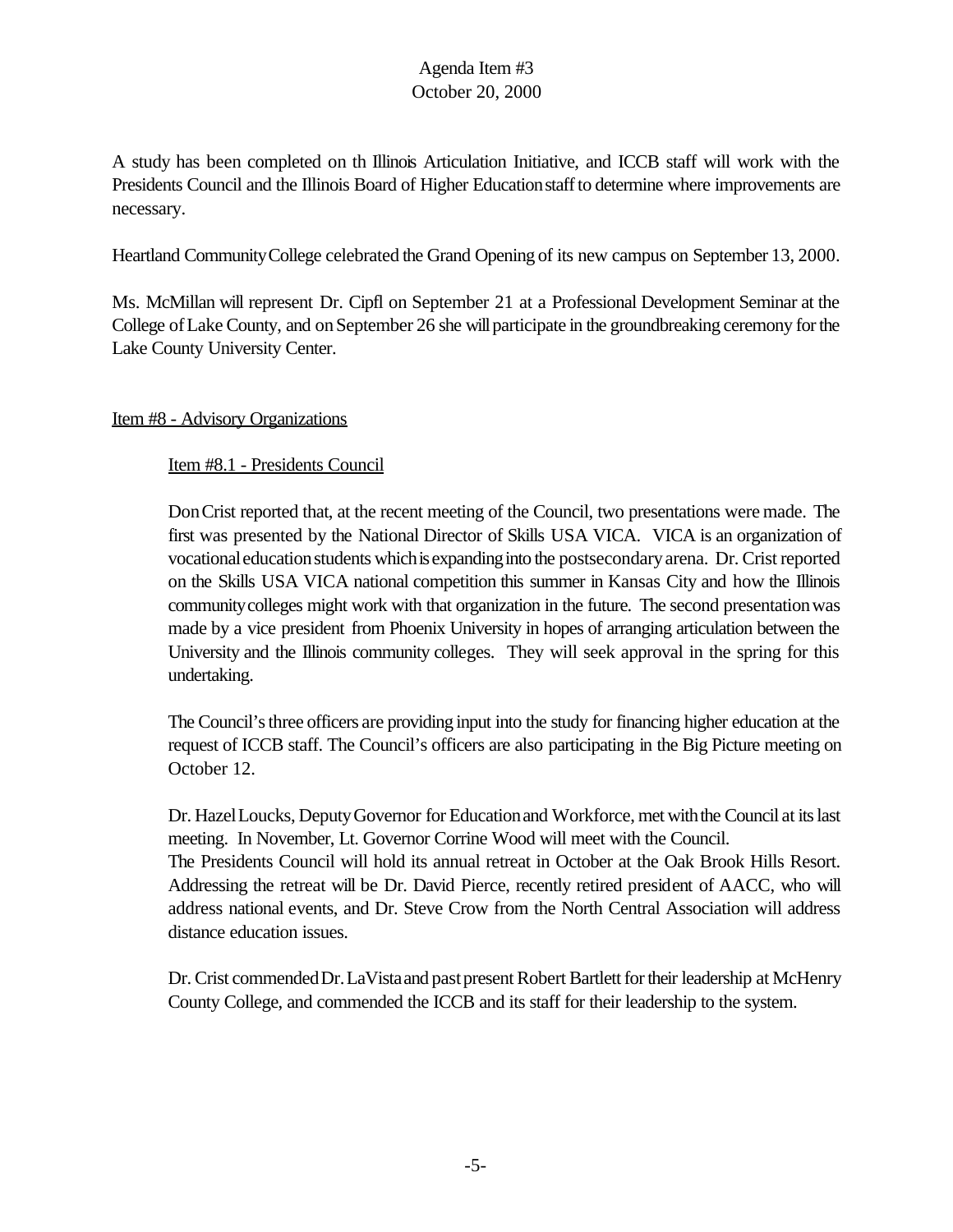A study has been completed on th Illinois Articulation Initiative, and ICCB staff will work with the Presidents Council and the Illinois Board of Higher Education staff to determine where improvements are necessary.

Heartland Community College celebrated the Grand Opening of its new campus on September 13, 2000.

Ms. McMillan will represent Dr. Cipfl on September 21 at a Professional Development Seminar at the College of Lake County, and on September 26 she will participate in the groundbreaking ceremony for the Lake County University Center.

## Item #8 - Advisory Organizations

### Item #8.1 - Presidents Council

Don Crist reported that, at the recent meeting of the Council, two presentations were made. The first was presented by the National Director of Skills USA VICA. VICA is an organization of vocational education students which is expanding into the postsecondary arena. Dr. Crist reported on the Skills USA VICA national competition this summer in Kansas City and how the Illinois community colleges might work with that organization in the future. The second presentation was made by a vice president from Phoenix University in hopes of arranging articulation between the University and the Illinois community colleges. They will seek approval in the spring for this undertaking.

The Council's three officers are providing input into the study for financing higher education at the request of ICCB staff. The Council's officers are also participating in the Big Picture meeting on October 12.

Dr. Hazel Loucks, Deputy Governor for Education and Workforce, met with the Council at its last meeting. In November, Lt. Governor Corrine Wood will meet with the Council.
The Presidents Council will hold its annual retreat in October at the Oak Brook Hills Resort. Addressing the retreat will be Dr. David Pierce, recently retired president of AACC, who will address national events, and Dr. Steve Crow from the North Central Association will address distance education issues.

Dr. Crist commended Dr. LaVista and past present Robert Bartlett for their leadership at McHenry County College, and commended the ICCB and its staff for their leadership to the system.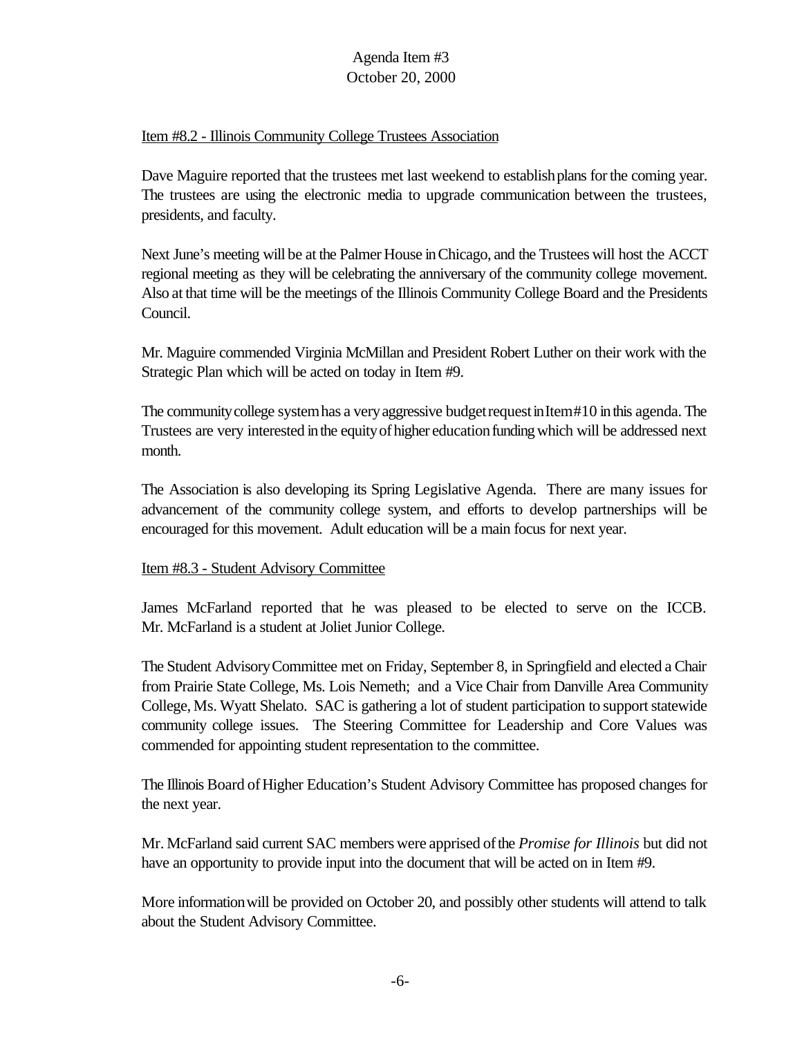Item #8.2 - Illinois Community College Trustees Association

Dave Maguire reported that the trustees met last weekend to establish plans for the coming year. The trustees are using the electronic media to upgrade communication between the trustees, presidents, and faculty.

Next June's meeting will be at the Palmer House in Chicago, and the Trustees will host the ACCT regional meeting as they will be celebrating the anniversary of the community college movement. Also at that time will be the meetings of the Illinois Community College Board and the Presidents Council.

Mr. Maguire commended Virginia McMillan and President Robert Luther on their work with the Strategic Plan which will be acted on today in Item #9.

The community college system has a very aggressive budget request in Item #10 in this agenda. The Trustees are very interested in the equity of higher education funding which will be addressed next month.

The Association is also developing its Spring Legislative Agenda. There are many issues for advancement of the community college system, and efforts to develop partnerships will be encouraged for this movement. Adult education will be a main focus for next year.

Item #8.3 - Student Advisory Committee

James McFarland reported that he was pleased to be elected to serve on the ICCB. Mr. McFarland is a student at Joliet Junior College.

The Student Advisory Committee met on Friday, September 8, in Springfield and elected a Chair from Prairie State College, Ms. Lois Nemeth; and a Vice Chair from Danville Area Community College, Ms. Wyatt Shelato. SAC is gathering a lot of student participation to support statewide community college issues. The Steering Committee for Leadership and Core Values was commended for appointing student representation to the committee.

The Illinois Board of Higher Education's Student Advisory Committee has proposed changes for the next year.

Mr. McFarland said current SAC members were apprised of the *Promise for Illinois* but did not have an opportunity to provide input into the document that will be acted on in Item #9.

More information will be provided on October 20, and possibly other students will attend to talk about the Student Advisory Committee.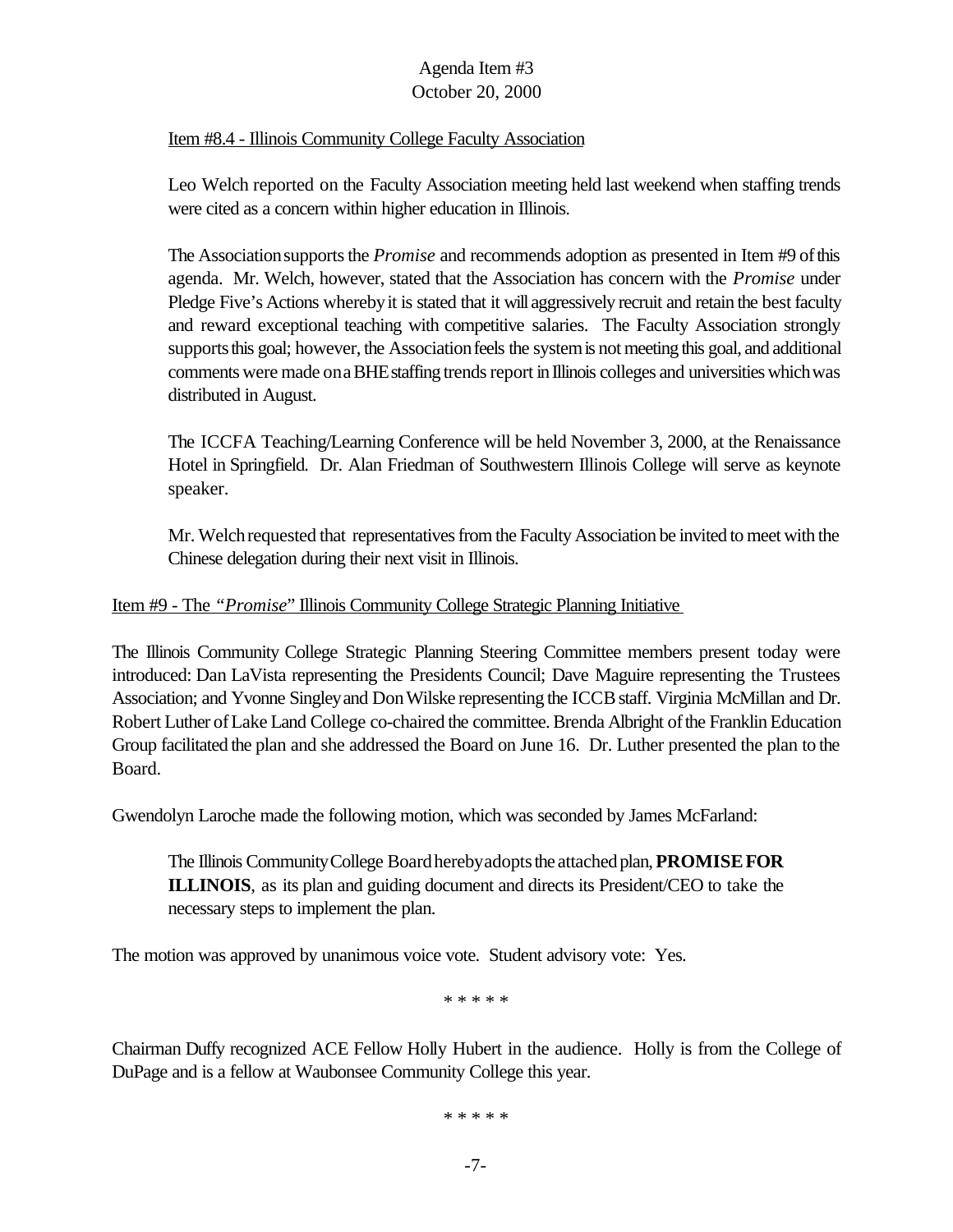Item #8.4 - Illinois Community College Faculty Association

Leo Welch reported on the Faculty Association meeting held last weekend when staffing trends were cited as a concern within higher education in Illinois.

The Association supports the *Promise* and recommends adoption as presented in Item #9 of this agenda. Mr. Welch, however, stated that the Association has concern with the *Promise* under Pledge Five's Actions whereby it is stated that it will aggressively recruit and retain the best faculty and reward exceptional teaching with competitive salaries. The Faculty Association strongly supports this goal; however, the Association feels the system is not meeting this goal, and additional comments were made on a BHE staffing trends report in Illinois colleges and universities which was distributed in August.

The ICCFA Teaching/Learning Conference will be held November 3, 2000, at the Renaissance Hotel in Springfield. Dr. Alan Friedman of Southwestern Illinois College will serve as keynote speaker.

Mr. Welch requested that representatives from the Faculty Association be invited to meet with the Chinese delegation during their next visit in Illinois.

Item #9 - The *"Promise"* Illinois Community College Strategic Planning Initiative

The Illinois Community College Strategic Planning Steering Committee members present today were introduced: Dan LaVista representing the Presidents Council; Dave Maguire representing the Trustees Association; and Yvonne Singley and Don Wilske representing the ICCB staff. Virginia McMillan and Dr. Robert Luther of Lake Land College co-chaired the committee. Brenda Albright of the Franklin Education Group facilitated the plan and she addressed the Board on June 16. Dr. Luther presented the plan to the Board.

Gwendolyn Laroche made the following motion, which was seconded by James McFarland:

> The Illinois Community College Board hereby adopts the attached plan, **PROMISE FOR ILLINOIS**, as its plan and guiding document and directs its President/CEO to take the necessary steps to implement the plan.

The motion was approved by unanimous voice vote. Student advisory vote: Yes.

\* \* \* \* \*

Chairman Duffy recognized ACE Fellow Holly Hubert in the audience. Holly is from the College of DuPage and is a fellow at Waubonsee Community College this year.

\* \* \* \* \*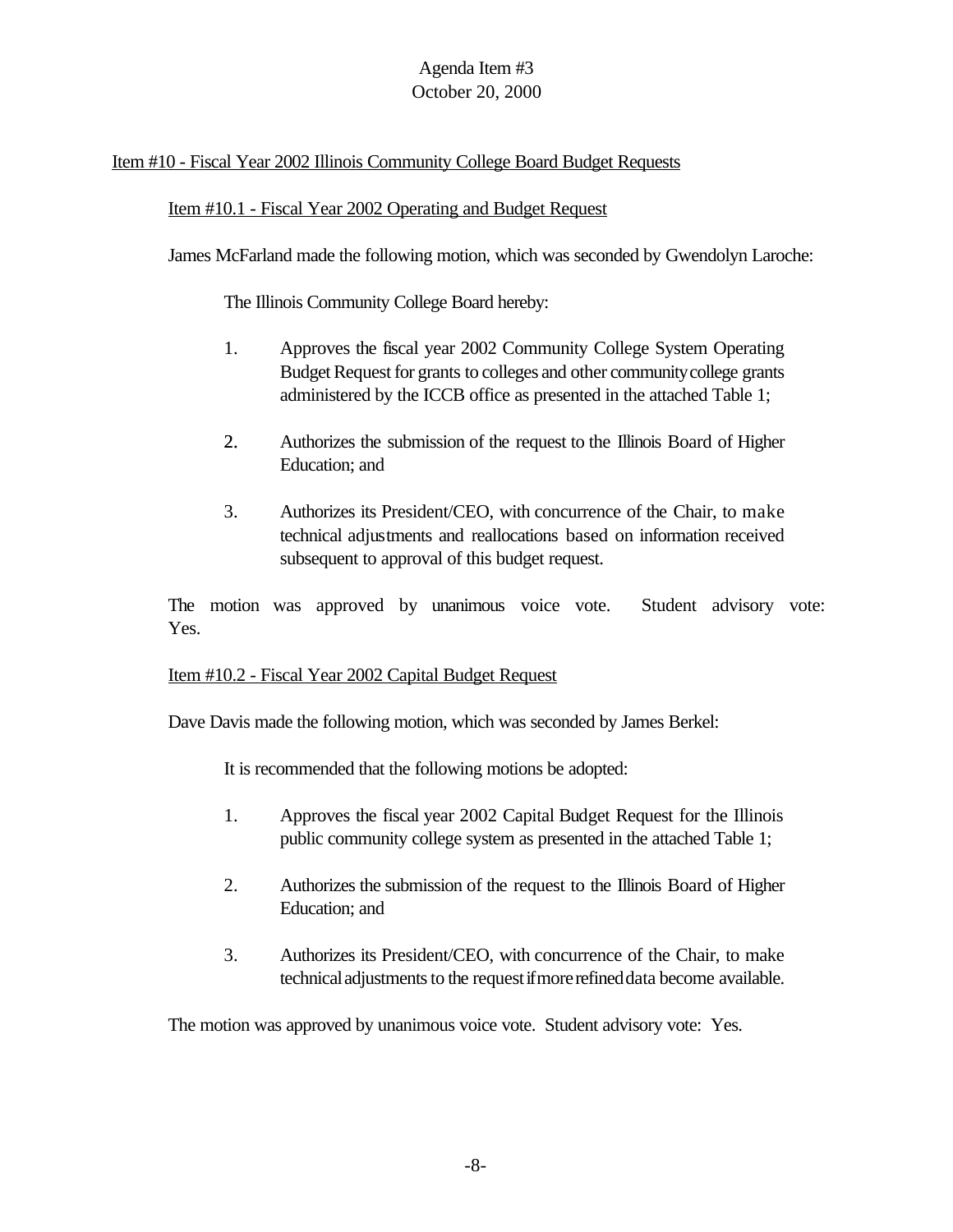Agenda Item #3
October 20, 2000

Item #10 - Fiscal Year 2002 Illinois Community College Board Budget Requests

Item #10.1 - Fiscal Year 2002 Operating and Budget Request

James McFarland made the following motion, which was seconded by Gwendolyn Laroche:

The Illinois Community College Board hereby:

1. Approves the fiscal year 2002 Community College System Operating Budget Request for grants to colleges and other community college grants administered by the ICCB office as presented in the attached Table 1;

2. Authorizes the submission of the request to the Illinois Board of Higher Education; and

3. Authorizes its President/CEO, with concurrence of the Chair, to make technical adjustments and reallocations based on information received subsequent to approval of this budget request.

The motion was approved by unanimous voice vote. Student advisory vote: Yes.

Item #10.2 - Fiscal Year 2002 Capital Budget Request

Dave Davis made the following motion, which was seconded by James Berkel:

It is recommended that the following motions be adopted:

1. Approves the fiscal year 2002 Capital Budget Request for the Illinois public community college system as presented in the attached Table 1;

2. Authorizes the submission of the request to the Illinois Board of Higher Education; and

3. Authorizes its President/CEO, with concurrence of the Chair, to make technical adjustments to the request if more refined data become available.

The motion was approved by unanimous voice vote. Student advisory vote: Yes.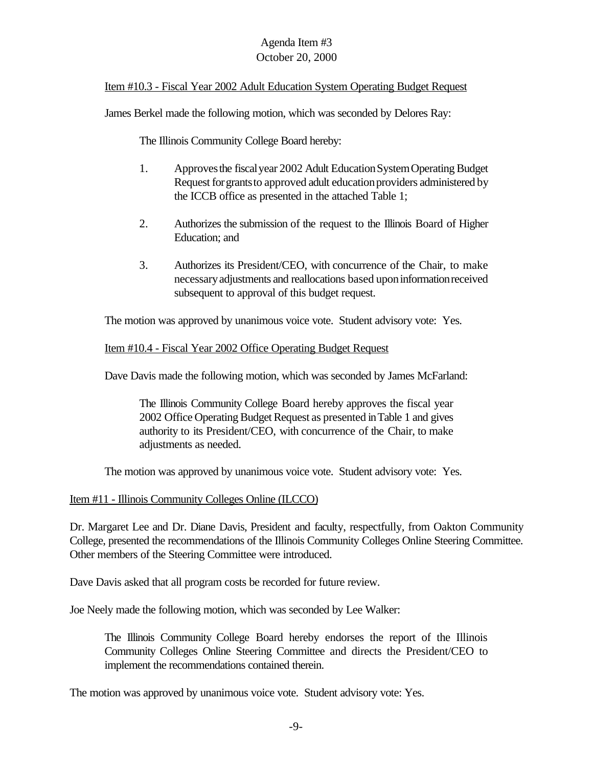Item #10.3 - Fiscal Year 2002 Adult Education System Operating Budget Request

James Berkel made the following motion, which was seconded by Delores Ray:

> The Illinois Community College Board hereby:
>
> 1. Approves the fiscal year 2002 Adult Education System Operating Budget Request for grants to approved adult education providers administered by the ICCB office as presented in the attached Table 1;
>
> 2. Authorizes the submission of the request to the Illinois Board of Higher Education; and
>
> 3. Authorizes its President/CEO, with concurrence of the Chair, to make necessary adjustments and reallocations based upon information received subsequent to approval of this budget request.

The motion was approved by unanimous voice vote. Student advisory vote: Yes.

Item #10.4 - Fiscal Year 2002 Office Operating Budget Request

Dave Davis made the following motion, which was seconded by James McFarland:

> The Illinois Community College Board hereby approves the fiscal year 2002 Office Operating Budget Request as presented in Table 1 and gives authority to its President/CEO, with concurrence of the Chair, to make adjustments as needed.

The motion was approved by unanimous voice vote. Student advisory vote: Yes.

Item #11 - Illinois Community Colleges Online (ILCCO)

Dr. Margaret Lee and Dr. Diane Davis, President and faculty, respectfully, from Oakton Community College, presented the recommendations of the Illinois Community Colleges Online Steering Committee. Other members of the Steering Committee were introduced.

Dave Davis asked that all program costs be recorded for future review.

Joe Neely made the following motion, which was seconded by Lee Walker:

> The Illinois Community College Board hereby endorses the report of the Illinois Community Colleges Online Steering Committee and directs the President/CEO to implement the recommendations contained therein.

The motion was approved by unanimous voice vote. Student advisory vote: Yes.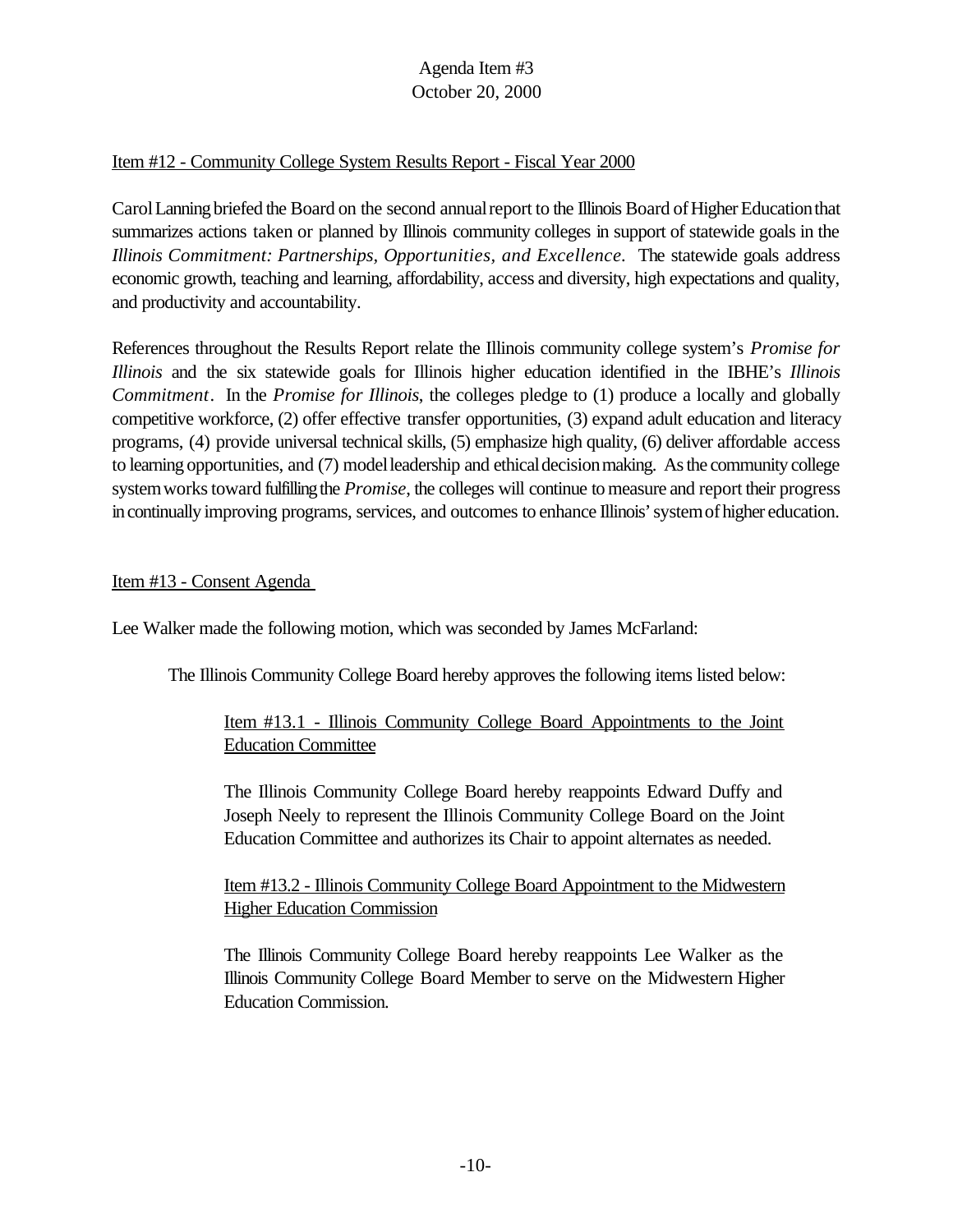Item #12 - Community College System Results Report - Fiscal Year 2000

Carol Lanning briefed the Board on the second annual report to the Illinois Board of Higher Education that summarizes actions taken or planned by Illinois community colleges in support of statewide goals in the *Illinois Commitment: Partnerships, Opportunities, and Excellence.* The statewide goals address economic growth, teaching and learning, affordability, access and diversity, high expectations and quality, and productivity and accountability.

References throughout the Results Report relate the Illinois community college system's *Promise for Illinois* and the six statewide goals for Illinois higher education identified in the IBHE's *Illinois Commitment*. In the *Promise for Illinois*, the colleges pledge to (1) produce a locally and globally competitive workforce, (2) offer effective transfer opportunities, (3) expand adult education and literacy programs, (4) provide universal technical skills, (5) emphasize high quality, (6) deliver affordable access to learning opportunities, and (7) model leadership and ethical decision making. As the community college system works toward fulfilling the *Promise*, the colleges will continue to measure and report their progress in continually improving programs, services, and outcomes to enhance Illinois' system of higher education.

Item #13 - Consent Agenda

Lee Walker made the following motion, which was seconded by James McFarland:

> The Illinois Community College Board hereby approves the following items listed below:
>
> Item #13.1 - Illinois Community College Board Appointments to the Joint Education Committee
>
> The Illinois Community College Board hereby reappoints Edward Duffy and Joseph Neely to represent the Illinois Community College Board on the Joint Education Committee and authorizes its Chair to appoint alternates as needed.
>
> Item #13.2 - Illinois Community College Board Appointment to the Midwestern Higher Education Commission
>
> The Illinois Community College Board hereby reappoints Lee Walker as the Illinois Community College Board Member to serve on the Midwestern Higher Education Commission.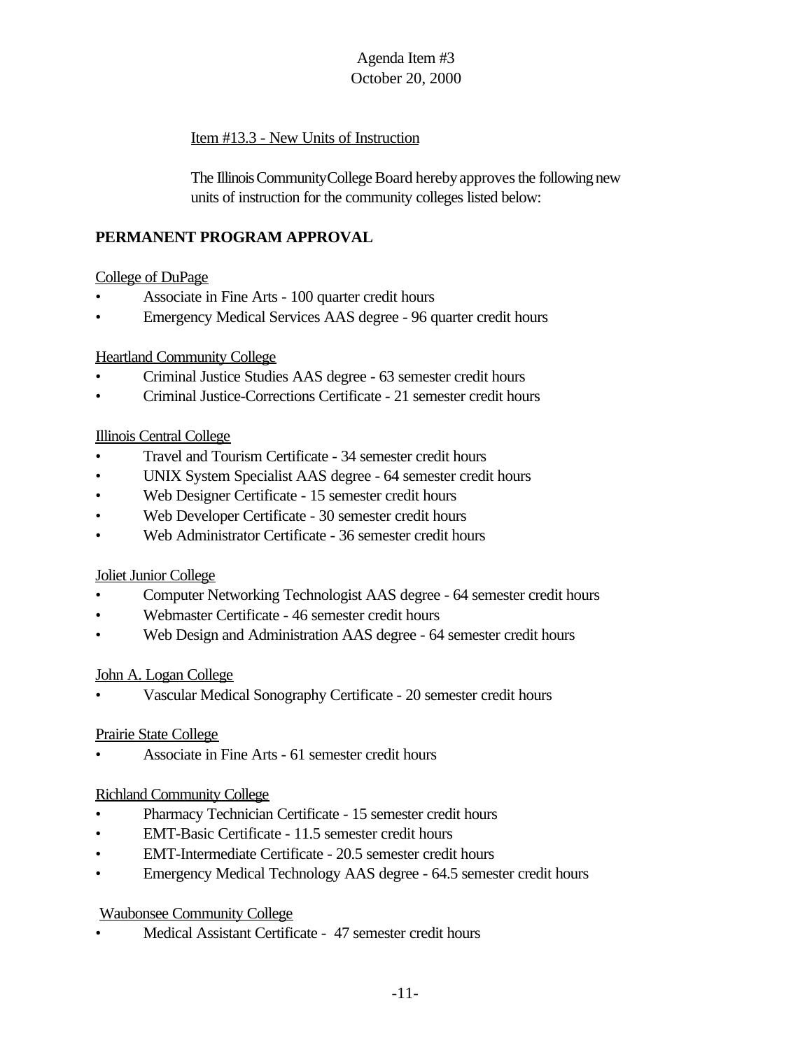Agenda Item #3
October 20, 2000

Item #13.3 - New Units of Instruction

The Illinois Community College Board hereby approves the following new units of instruction for the community colleges listed below:

**PERMANENT PROGRAM APPROVAL**

College of DuPage

- Associate in Fine Arts - 100 quarter credit hours
- Emergency Medical Services AAS degree - 96 quarter credit hours

Heartland Community College

- Criminal Justice Studies AAS degree - 63 semester credit hours
- Criminal Justice-Corrections Certificate - 21 semester credit hours

Illinois Central College

- Travel and Tourism Certificate - 34 semester credit hours
- UNIX System Specialist AAS degree - 64 semester credit hours
- Web Designer Certificate - 15 semester credit hours
- Web Developer Certificate - 30 semester credit hours
- Web Administrator Certificate - 36 semester credit hours

Joliet Junior College

- Computer Networking Technologist AAS degree - 64 semester credit hours
- Webmaster Certificate - 46 semester credit hours
- Web Design and Administration AAS degree - 64 semester credit hours

John A. Logan College

- Vascular Medical Sonography Certificate - 20 semester credit hours

Prairie State College

- Associate in Fine Arts - 61 semester credit hours

Richland Community College

- Pharmacy Technician Certificate - 15 semester credit hours
- EMT-Basic Certificate - 11.5 semester credit hours
- EMT-Intermediate Certificate - 20.5 semester credit hours
- Emergency Medical Technology AAS degree - 64.5 semester credit hours

Waubonsee Community College

- Medical Assistant Certificate - 47 semester credit hours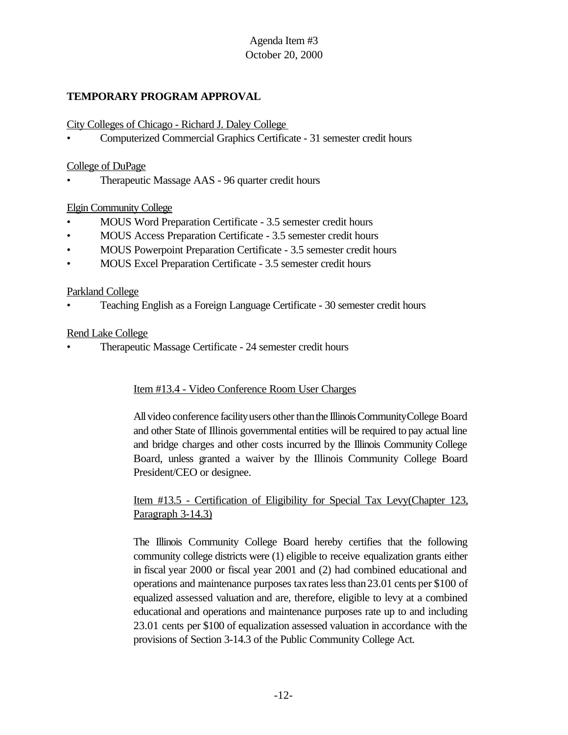Agenda Item #3
October 20, 2000

**TEMPORARY PROGRAM APPROVAL**

City Colleges of Chicago - Richard J. Daley College

- Computerized Commercial Graphics Certificate - 31 semester credit hours

College of DuPage

- Therapeutic Massage AAS - 96 quarter credit hours

Elgin Community College

- MOUS Word Preparation Certificate - 3.5 semester credit hours
- MOUS Access Preparation Certificate - 3.5 semester credit hours
- MOUS Powerpoint Preparation Certificate - 3.5 semester credit hours
- MOUS Excel Preparation Certificate - 3.5 semester credit hours

Parkland College

- Teaching English as a Foreign Language Certificate - 30 semester credit hours

Rend Lake College

- Therapeutic Massage Certificate - 24 semester credit hours

Item #13.4 - Video Conference Room User Charges

All video conference facility users other than the Illinois Community College Board and other State of Illinois governmental entities will be required to pay actual line and bridge charges and other costs incurred by the Illinois Community College Board, unless granted a waiver by the Illinois Community College Board President/CEO or designee.

Item #13.5 - Certification of Eligibility for Special Tax Levy(Chapter 123, Paragraph 3-14.3)

The Illinois Community College Board hereby certifies that the following community college districts were (1) eligible to receive equalization grants either in fiscal year 2000 or fiscal year 2001 and (2) had combined educational and operations and maintenance purposes tax rates less than 23.01 cents per $100 of equalized assessed valuation and are, therefore, eligible to levy at a combined educational and operations and maintenance purposes rate up to and including 23.01 cents per $100 of equalization assessed valuation in accordance with the provisions of Section 3-14.3 of the Public Community College Act.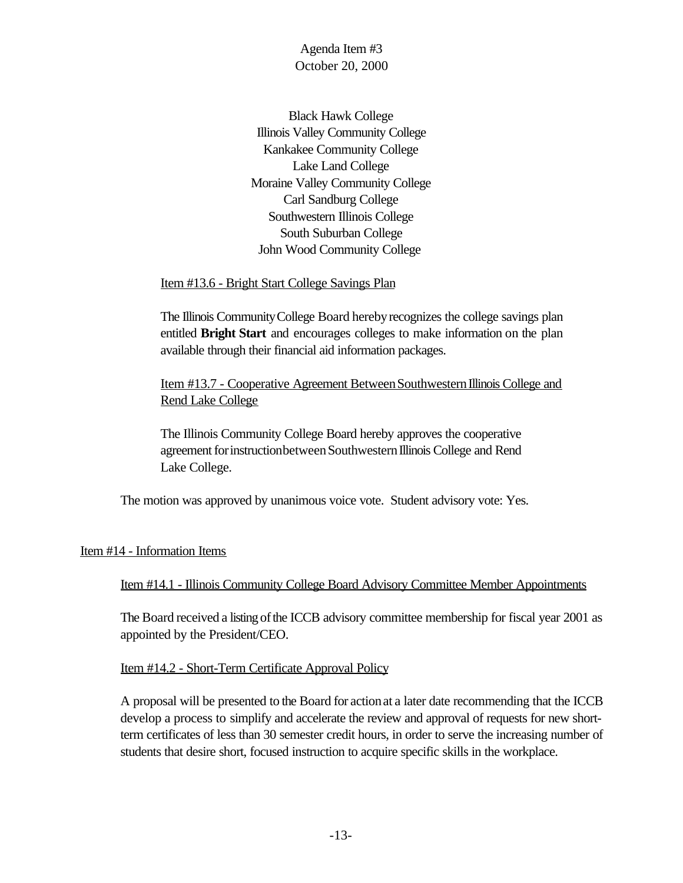Black Hawk College
Illinois Valley Community College
Kankakee Community College
Lake Land College
Moraine Valley Community College
Carl Sandburg College
Southwestern Illinois College
South Suburban College
John Wood Community College

Item #13.6 - Bright Start College Savings Plan

The Illinois Community College Board hereby recognizes the college savings plan entitled **Bright Start** and encourages colleges to make information on the plan available through their financial aid information packages.

Item #13.7 - Cooperative Agreement Between Southwestern Illinois College and Rend Lake College

The Illinois Community College Board hereby approves the cooperative agreement for instruction between Southwestern Illinois College and Rend Lake College.

The motion was approved by unanimous voice vote. Student advisory vote: Yes.

## Item #14 - Information Items

Item #14.1 - Illinois Community College Board Advisory Committee Member Appointments

The Board received a listing of the ICCB advisory committee membership for fiscal year 2001 as appointed by the President/CEO.

Item #14.2 - Short-Term Certificate Approval Policy

A proposal will be presented to the Board for action at a later date recommending that the ICCB develop a process to simplify and accelerate the review and approval of requests for new short-term certificates of less than 30 semester credit hours, in order to serve the increasing number of students that desire short, focused instruction to acquire specific skills in the workplace.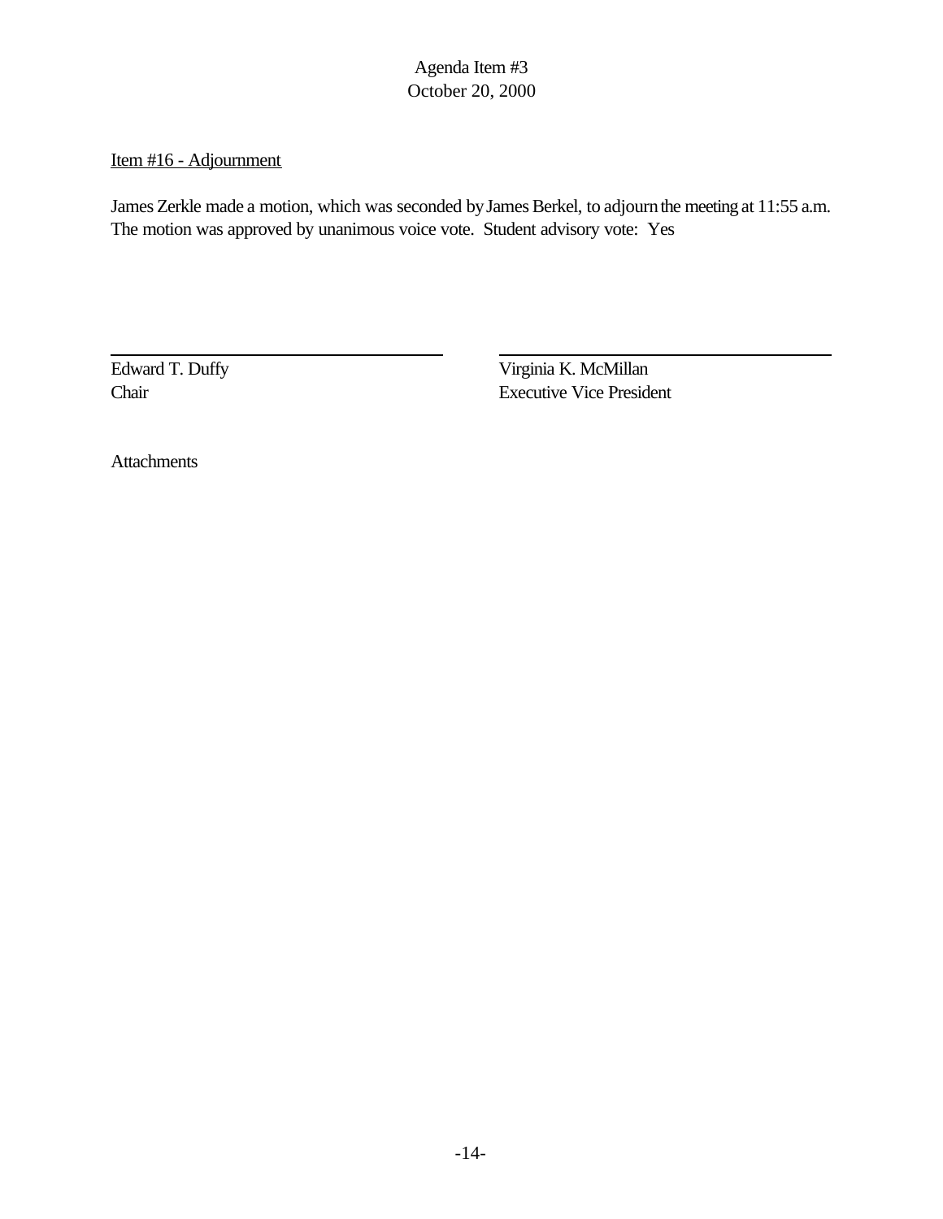Agenda Item #3
October 20, 2000

Item #16 - Adjournment

James Zerkle made a motion, which was seconded by James Berkel, to adjourn the meeting at 11:55 a.m. The motion was approved by unanimous voice vote. Student advisory vote: Yes

| | |
|---|---|
| Edward T. Duffy | Virginia K. McMillan |
| Chair | Executive Vice President |

Attachments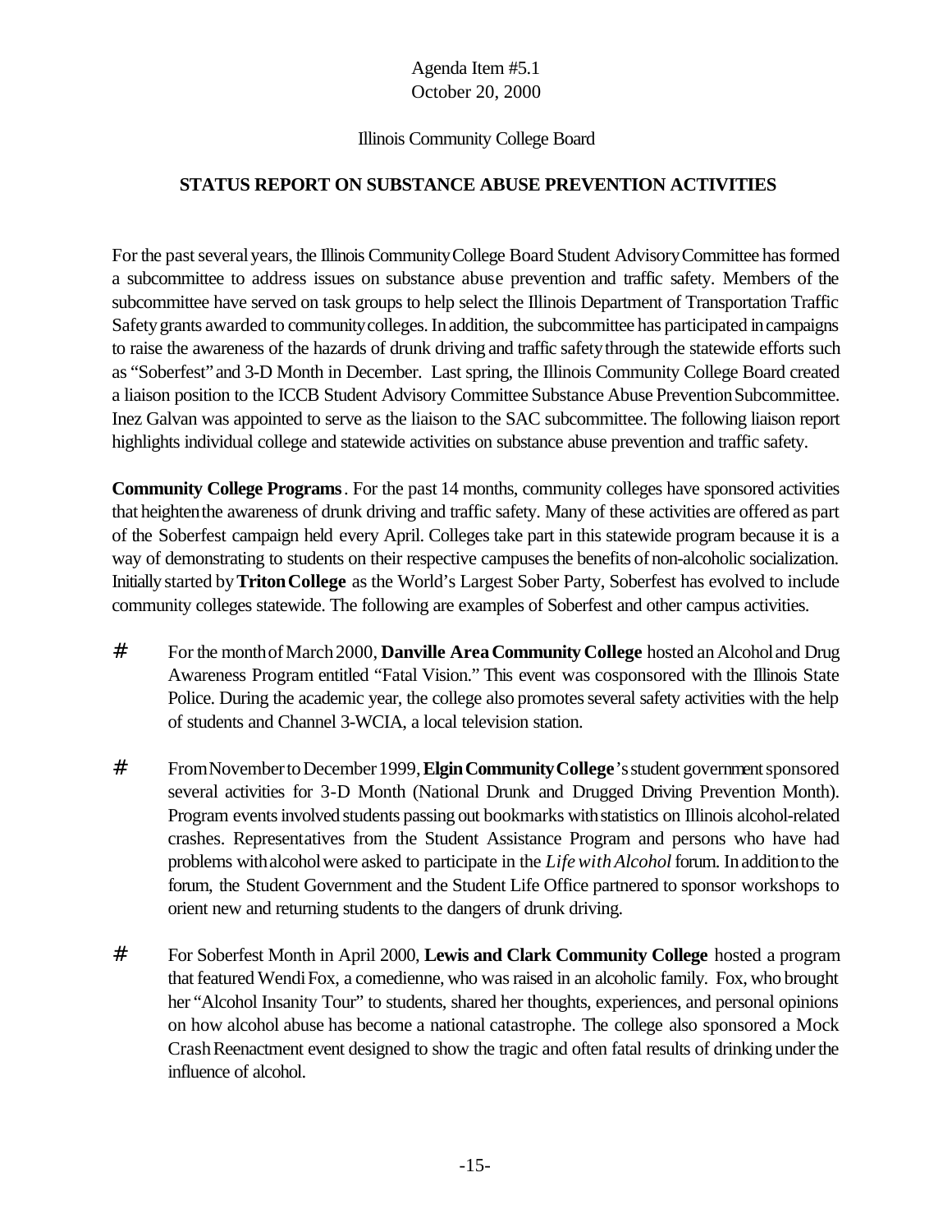Agenda Item #5.1
October 20, 2000

Illinois Community College Board

**STATUS REPORT ON SUBSTANCE ABUSE PREVENTION ACTIVITIES**

For the past several years, the Illinois Community College Board Student Advisory Committee has formed a subcommittee to address issues on substance abuse prevention and traffic safety. Members of the subcommittee have served on task groups to help select the Illinois Department of Transportation Traffic Safety grants awarded to community colleges. In addition, the subcommittee has participated in campaigns to raise the awareness of the hazards of drunk driving and traffic safety through the statewide efforts such as "Soberfest" and 3-D Month in December. Last spring, the Illinois Community College Board created a liaison position to the ICCB Student Advisory Committee Substance Abuse Prevention Subcommittee. Inez Galvan was appointed to serve as the liaison to the SAC subcommittee. The following liaison report highlights individual college and statewide activities on substance abuse prevention and traffic safety.

**Community College Programs**. For the past 14 months, community colleges have sponsored activities that heighten the awareness of drunk driving and traffic safety. Many of these activities are offered as part of the Soberfest campaign held every April. Colleges take part in this statewide program because it is a way of demonstrating to students on their respective campuses the benefits of non-alcoholic socialization. Initially started by **Triton College** as the World's Largest Sober Party, Soberfest has evolved to include community colleges statewide. The following are examples of Soberfest and other campus activities.

- For the month of March 2000, **Danville Area Community College** hosted an Alcohol and Drug Awareness Program entitled "Fatal Vision." This event was cosponsored with the Illinois State Police. During the academic year, the college also promotes several safety activities with the help of students and Channel 3-WCIA, a local television station.

- From November to December 1999, **Elgin Community College**'s student government sponsored several activities for 3-D Month (National Drunk and Drugged Driving Prevention Month). Program events involved students passing out bookmarks with statistics on Illinois alcohol-related crashes. Representatives from the Student Assistance Program and persons who have had problems with alcohol were asked to participate in the *Life with Alcohol* forum. In addition to the forum, the Student Government and the Student Life Office partnered to sponsor workshops to orient new and returning students to the dangers of drunk driving.

- For Soberfest Month in April 2000, **Lewis and Clark Community College** hosted a program that featured Wendi Fox, a comedienne, who was raised in an alcoholic family. Fox, who brought her "Alcohol Insanity Tour" to students, shared her thoughts, experiences, and personal opinions on how alcohol abuse has become a national catastrophe. The college also sponsored a Mock Crash Reenactment event designed to show the tragic and often fatal results of drinking under the influence of alcohol.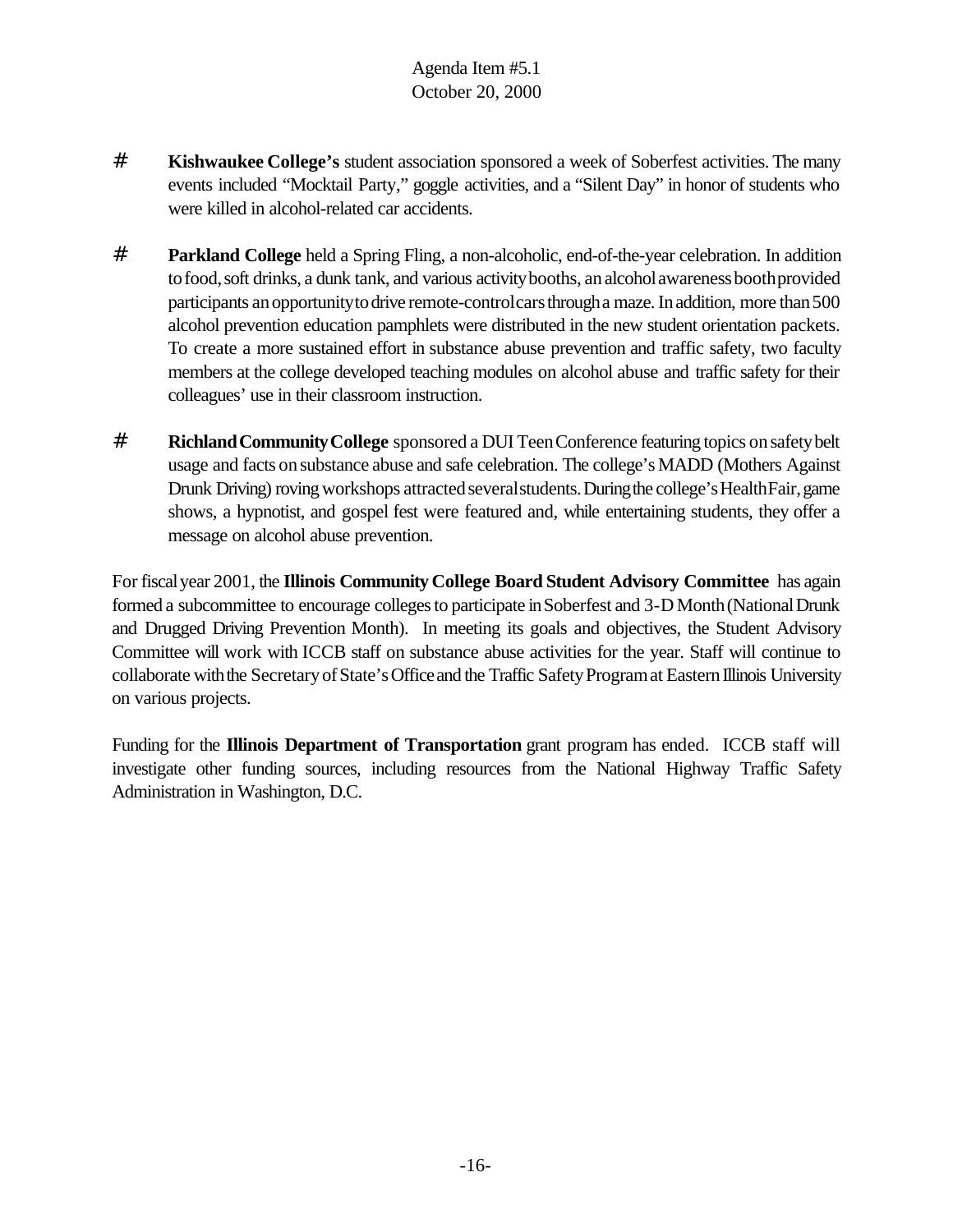- **Kishwaukee College's** student association sponsored a week of Soberfest activities. The many events included "Mocktail Party," goggle activities, and a "Silent Day" in honor of students who were killed in alcohol-related car accidents.

- **Parkland College** held a Spring Fling, a non-alcoholic, end-of-the-year celebration. In addition to food, soft drinks, a dunk tank, and various activity booths, an alcohol awareness booth provided participants an opportunity to drive remote-control cars through a maze. In addition, more than 500 alcohol prevention education pamphlets were distributed in the new student orientation packets. To create a more sustained effort in substance abuse prevention and traffic safety, two faculty members at the college developed teaching modules on alcohol abuse and traffic safety for their colleagues' use in their classroom instruction.

- **Richland Community College** sponsored a DUI Teen Conference featuring topics on safety belt usage and facts on substance abuse and safe celebration. The college's MADD (Mothers Against Drunk Driving) roving workshops attracted several students. During the college's Health Fair, game shows, a hypnotist, and gospel fest were featured and, while entertaining students, they offer a message on alcohol abuse prevention.

For fiscal year 2001, the **Illinois Community College Board Student Advisory Committee** has again formed a subcommittee to encourage colleges to participate in Soberfest and 3-D Month (National Drunk and Drugged Driving Prevention Month). In meeting its goals and objectives, the Student Advisory Committee will work with ICCB staff on substance abuse activities for the year. Staff will continue to collaborate with the Secretary of State's Office and the Traffic Safety Program at Eastern Illinois University on various projects.

Funding for the **Illinois Department of Transportation** grant program has ended. ICCB staff will investigate other funding sources, including resources from the National Highway Traffic Safety Administration in Washington, D.C.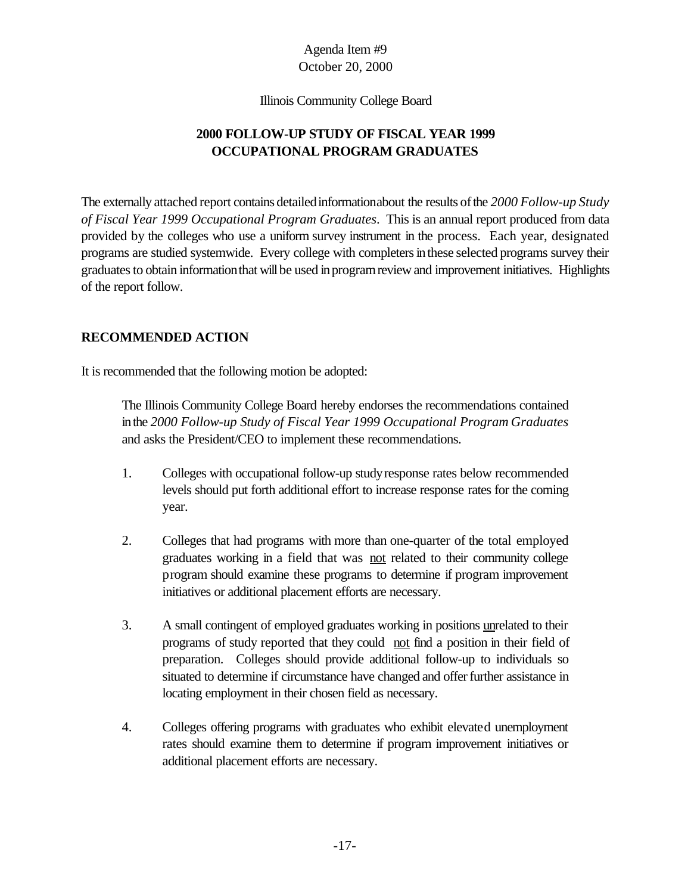Agenda Item #9
October 20, 2000

Illinois Community College Board

## 2000 FOLLOW-UP STUDY OF FISCAL YEAR 1999 OCCUPATIONAL PROGRAM GRADUATES

The externally attached report contains detailed information about the results of the *2000 Follow-up Study of Fiscal Year 1999 Occupational Program Graduates*. This is an annual report produced from data provided by the colleges who use a uniform survey instrument in the process. Each year, designated programs are studied systemwide. Every college with completers in these selected programs survey their graduates to obtain information that will be used in program review and improvement initiatives. Highlights of the report follow.

### RECOMMENDED ACTION

It is recommended that the following motion be adopted:

> The Illinois Community College Board hereby endorses the recommendations contained in the *2000 Follow-up Study of Fiscal Year 1999 Occupational Program Graduates* and asks the President/CEO to implement these recommendations.
>
> 1. Colleges with occupational follow-up study response rates below recommended levels should put forth additional effort to increase response rates for the coming year.
>
> 2. Colleges that had programs with more than one-quarter of the total employed graduates working in a field that was <u>not</u> related to their community college program should examine these programs to determine if program improvement initiatives or additional placement efforts are necessary.
>
> 3. A small contingent of employed graduates working in positions <u>un</u>related to their programs of study reported that they could <u>not</u> find a position in their field of preparation. Colleges should provide additional follow-up to individuals so situated to determine if circumstance have changed and offer further assistance in locating employment in their chosen field as necessary.
>
> 4. Colleges offering programs with graduates who exhibit elevated unemployment rates should examine them to determine if program improvement initiatives or additional placement efforts are necessary.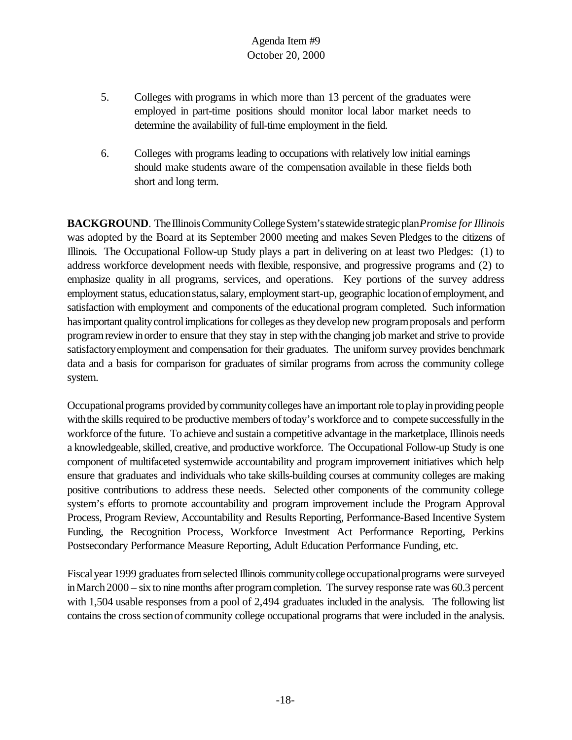5. Colleges with programs in which more than 13 percent of the graduates were employed in part-time positions should monitor local labor market needs to determine the availability of full-time employment in the field.

6. Colleges with programs leading to occupations with relatively low initial earnings should make students aware of the compensation available in these fields both short and long term.

**BACKGROUND**. The Illinois Community College System's statewide strategic plan *Promise for Illinois* was adopted by the Board at its September 2000 meeting and makes Seven Pledges to the citizens of Illinois. The Occupational Follow-up Study plays a part in delivering on at least two Pledges: (1) to address workforce development needs with flexible, responsive, and progressive programs and (2) to emphasize quality in all programs, services, and operations. Key portions of the survey address employment status, education status, salary, employment start-up, geographic location of employment, and satisfaction with employment and components of the educational program completed. Such information has important quality control implications for colleges as they develop new program proposals and perform program review in order to ensure that they stay in step with the changing job market and strive to provide satisfactory employment and compensation for their graduates. The uniform survey provides benchmark data and a basis for comparison for graduates of similar programs from across the community college system.

Occupational programs provided by community colleges have an important role to play in providing people with the skills required to be productive members of today's workforce and to compete successfully in the workforce of the future. To achieve and sustain a competitive advantage in the marketplace, Illinois needs a knowledgeable, skilled, creative, and productive workforce. The Occupational Follow-up Study is one component of multifaceted systemwide accountability and program improvement initiatives which help ensure that graduates and individuals who take skills-building courses at community colleges are making positive contributions to address these needs. Selected other components of the community college system's efforts to promote accountability and program improvement include the Program Approval Process, Program Review, Accountability and Results Reporting, Performance-Based Incentive System Funding, the Recognition Process, Workforce Investment Act Performance Reporting, Perkins Postsecondary Performance Measure Reporting, Adult Education Performance Funding, etc.

Fiscal year 1999 graduates from selected Illinois community college occupational programs were surveyed in March 2000 – six to nine months after program completion. The survey response rate was 60.3 percent with 1,504 usable responses from a pool of 2,494 graduates included in the analysis. The following list contains the cross section of community college occupational programs that were included in the analysis.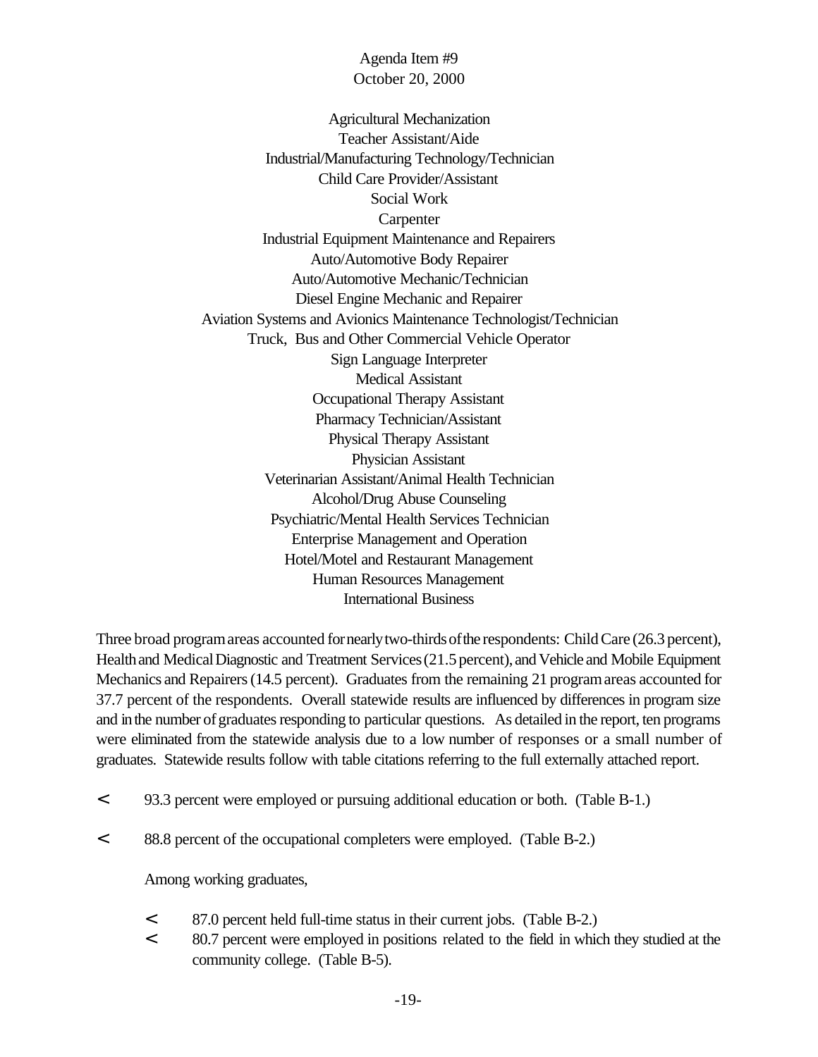Agenda Item #9
October 20, 2000

Agricultural Mechanization
Teacher Assistant/Aide
Industrial/Manufacturing Technology/Technician
Child Care Provider/Assistant
Social Work
Carpenter
Industrial Equipment Maintenance and Repairers
Auto/Automotive Body Repairer
Auto/Automotive Mechanic/Technician
Diesel Engine Mechanic and Repairer
Aviation Systems and Avionics Maintenance Technologist/Technician
Truck, Bus and Other Commercial Vehicle Operator
Sign Language Interpreter
Medical Assistant
Occupational Therapy Assistant
Pharmacy Technician/Assistant
Physical Therapy Assistant
Physician Assistant
Veterinarian Assistant/Animal Health Technician
Alcohol/Drug Abuse Counseling
Psychiatric/Mental Health Services Technician
Enterprise Management and Operation
Hotel/Motel and Restaurant Management
Human Resources Management
International Business

Three broad program areas accounted for nearly two-thirds of the respondents: Child Care (26.3 percent), Health and Medical Diagnostic and Treatment Services (21.5 percent), and Vehicle and Mobile Equipment Mechanics and Repairers (14.5 percent). Graduates from the remaining 21 program areas accounted for 37.7 percent of the respondents. Overall statewide results are influenced by differences in program size and in the number of graduates responding to particular questions. As detailed in the report, ten programs were eliminated from the statewide analysis due to a low number of responses or a small number of graduates. Statewide results follow with table citations referring to the full externally attached report.

- 93.3 percent were employed or pursuing additional education or both. (Table B-1.)
- 88.8 percent of the occupational completers were employed. (Table B-2.)

Among working graduates,

- 87.0 percent held full-time status in their current jobs. (Table B-2.)
- 80.7 percent were employed in positions related to the field in which they studied at the community college. (Table B-5).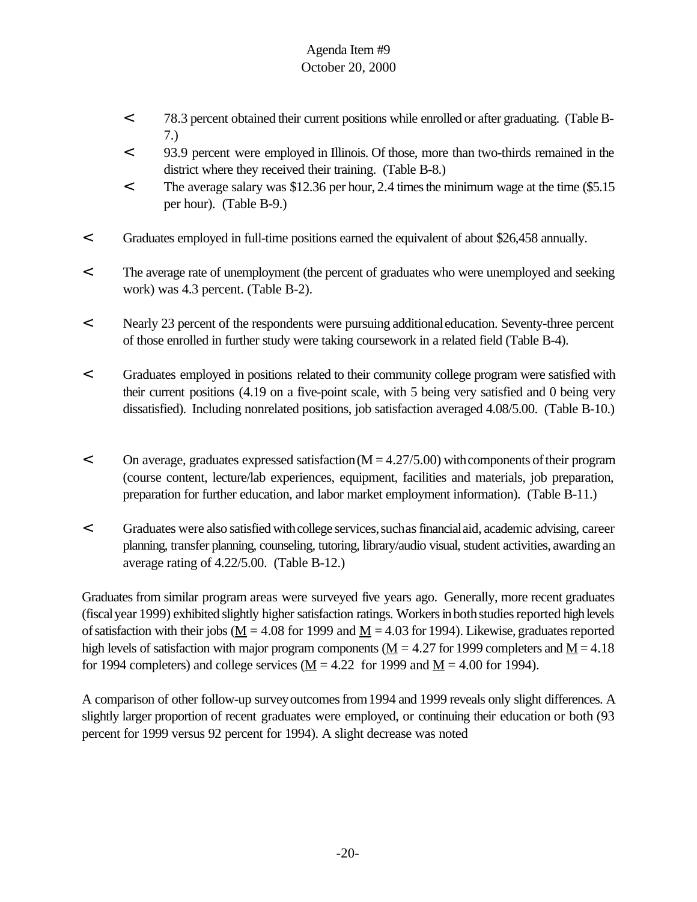- 78.3 percent obtained their current positions while enrolled or after graduating. (Table B-7.)
- 93.9 percent were employed in Illinois. Of those, more than two-thirds remained in the district where they received their training. (Table B-8.)
- The average salary was $12.36 per hour, 2.4 times the minimum wage at the time ($5.15 per hour). (Table B-9.)

- Graduates employed in full-time positions earned the equivalent of about $26,458 annually.

- The average rate of unemployment (the percent of graduates who were unemployed and seeking work) was 4.3 percent. (Table B-2).

- Nearly 23 percent of the respondents were pursuing additional education. Seventy-three percent of those enrolled in further study were taking coursework in a related field (Table B-4).

- Graduates employed in positions related to their community college program were satisfied with their current positions (4.19 on a five-point scale, with 5 being very satisfied and 0 being very dissatisfied). Including nonrelated positions, job satisfaction averaged 4.08/5.00. (Table B-10.)

- On average, graduates expressed satisfaction (M = 4.27/5.00) with components of their program (course content, lecture/lab experiences, equipment, facilities and materials, job preparation, preparation for further education, and labor market employment information). (Table B-11.)

- Graduates were also satisfied with college services, such as financial aid, academic advising, career planning, transfer planning, counseling, tutoring, library/audio visual, student activities, awarding an average rating of 4.22/5.00. (Table B-12.)

Graduates from similar program areas were surveyed five years ago. Generally, more recent graduates (fiscal year 1999) exhibited slightly higher satisfaction ratings. Workers in both studies reported high levels of satisfaction with their jobs (M = 4.08 for 1999 and M = 4.03 for 1994). Likewise, graduates reported high levels of satisfaction with major program components (M = 4.27 for 1999 completers and M = 4.18 for 1994 completers) and college services (M = 4.22 for 1999 and M = 4.00 for 1994).

A comparison of other follow-up survey outcomes from 1994 and 1999 reveals only slight differences. A slightly larger proportion of recent graduates were employed, or continuing their education or both (93 percent for 1999 versus 92 percent for 1994). A slight decrease was noted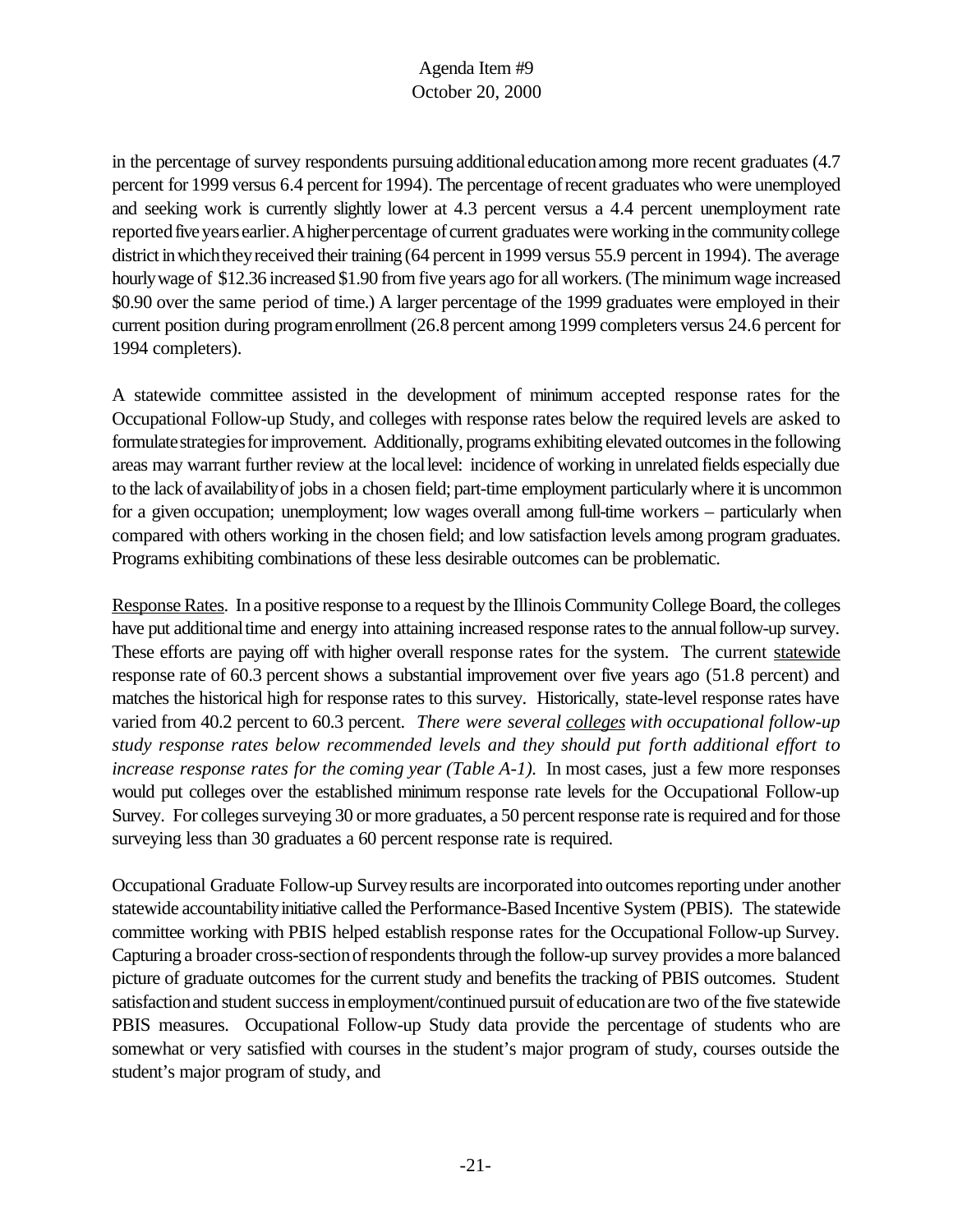in the percentage of survey respondents pursuing additional education among more recent graduates (4.7 percent for 1999 versus 6.4 percent for 1994). The percentage of recent graduates who were unemployed and seeking work is currently slightly lower at 4.3 percent versus a 4.4 percent unemployment rate reported five years earlier. A higher percentage of current graduates were working in the community college district in which they received their training (64 percent in 1999 versus 55.9 percent in 1994). The average hourly wage of $12.36 increased $1.90 from five years ago for all workers. (The minimum wage increased $0.90 over the same period of time.) A larger percentage of the 1999 graduates were employed in their current position during program enrollment (26.8 percent among 1999 completers versus 24.6 percent for 1994 completers).

A statewide committee assisted in the development of minimum accepted response rates for the Occupational Follow-up Study, and colleges with response rates below the required levels are asked to formulate strategies for improvement. Additionally, programs exhibiting elevated outcomes in the following areas may warrant further review at the local level: incidence of working in unrelated fields especially due to the lack of availability of jobs in a chosen field; part-time employment particularly where it is uncommon for a given occupation; unemployment; low wages overall among full-time workers – particularly when compared with others working in the chosen field; and low satisfaction levels among program graduates. Programs exhibiting combinations of these less desirable outcomes can be problematic.

<u>Response Rates</u>. In a positive response to a request by the Illinois Community College Board, the colleges have put additional time and energy into attaining increased response rates to the annual follow-up survey. These efforts are paying off with higher overall response rates for the system. The current <u>statewide</u> response rate of 60.3 percent shows a substantial improvement over five years ago (51.8 percent) and matches the historical high for response rates to this survey. Historically, state-level response rates have varied from 40.2 percent to 60.3 percent. *There were several <u>colleges</u> with occupational follow-up study response rates below recommended levels and they should put forth additional effort to increase response rates for the coming year (Table A-1).* In most cases, just a few more responses would put colleges over the established minimum response rate levels for the Occupational Follow-up Survey. For colleges surveying 30 or more graduates, a 50 percent response rate is required and for those surveying less than 30 graduates a 60 percent response rate is required.

Occupational Graduate Follow-up Survey results are incorporated into outcomes reporting under another statewide accountability initiative called the Performance-Based Incentive System (PBIS). The statewide committee working with PBIS helped establish response rates for the Occupational Follow-up Survey. Capturing a broader cross-section of respondents through the follow-up survey provides a more balanced picture of graduate outcomes for the current study and benefits the tracking of PBIS outcomes. Student satisfaction and student success in employment/continued pursuit of education are two of the five statewide PBIS measures. Occupational Follow-up Study data provide the percentage of students who are somewhat or very satisfied with courses in the student's major program of study, courses outside the student's major program of study, and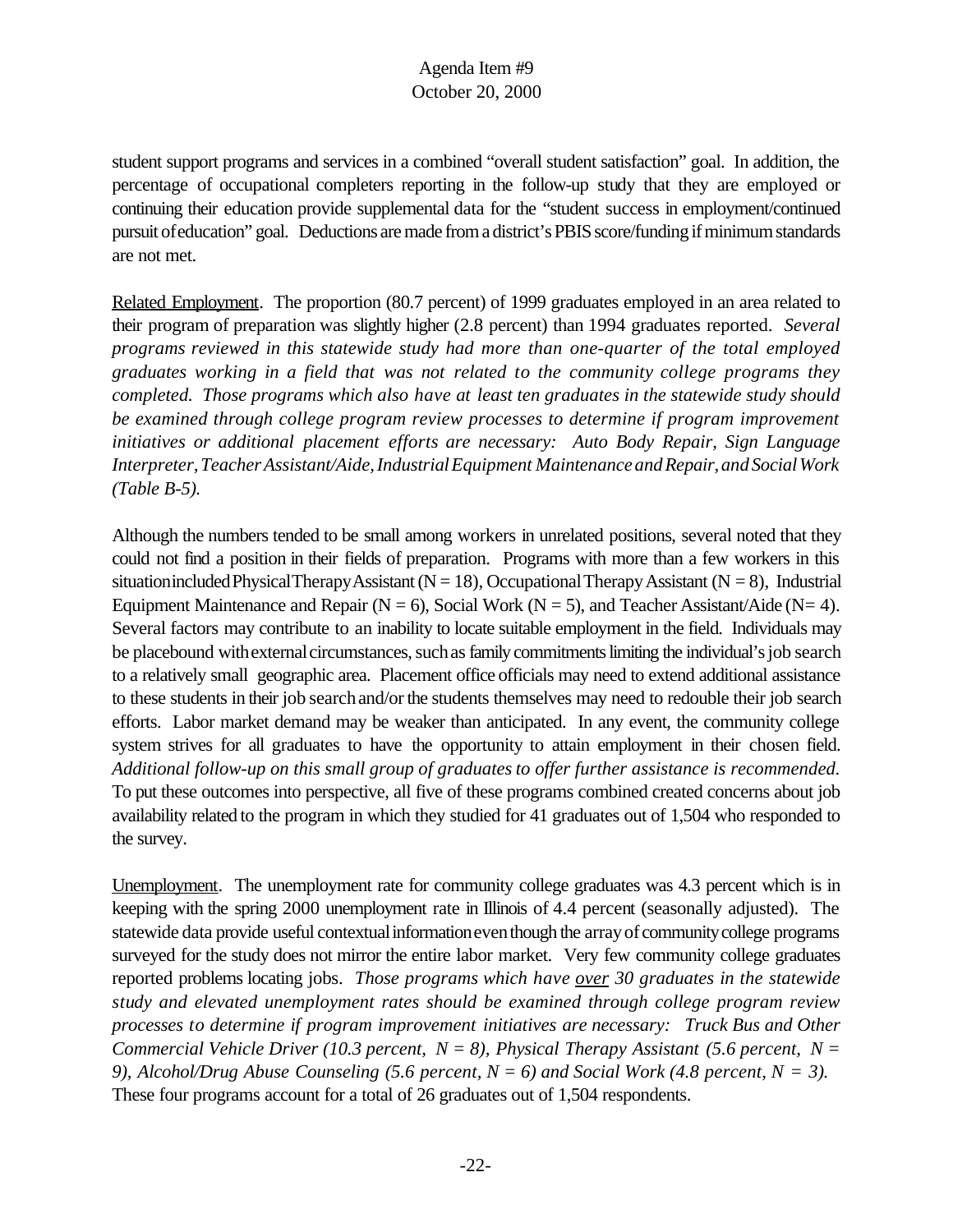student support programs and services in a combined "overall student satisfaction" goal. In addition, the percentage of occupational completers reporting in the follow-up study that they are employed or continuing their education provide supplemental data for the "student success in employment/continued pursuit of education" goal. Deductions are made from a district's PBIS score/funding if minimum standards are not met.

Related Employment. The proportion (80.7 percent) of 1999 graduates employed in an area related to their program of preparation was slightly higher (2.8 percent) than 1994 graduates reported. *Several programs reviewed in this statewide study had more than one-quarter of the total employed graduates working in a field that was not related to the community college programs they completed. Those programs which also have at least ten graduates in the statewide study should be examined through college program review processes to determine if program improvement initiatives or additional placement efforts are necessary: Auto Body Repair, Sign Language Interpreter, Teacher Assistant/Aide, Industrial Equipment Maintenance and Repair, and Social Work (Table B-5).*

Although the numbers tended to be small among workers in unrelated positions, several noted that they could not find a position in their fields of preparation. Programs with more than a few workers in this situation included Physical Therapy Assistant (N = 18), Occupational Therapy Assistant (N = 8), Industrial Equipment Maintenance and Repair (N = 6), Social Work (N = 5), and Teacher Assistant/Aide (N= 4). Several factors may contribute to an inability to locate suitable employment in the field. Individuals may be placebound with external circumstances, such as family commitments limiting the individual's job search to a relatively small geographic area. Placement office officials may need to extend additional assistance to these students in their job search and/or the students themselves may need to redouble their job search efforts. Labor market demand may be weaker than anticipated. In any event, the community college system strives for all graduates to have the opportunity to attain employment in their chosen field. *Additional follow-up on this small group of graduates to offer further assistance is recommended.* To put these outcomes into perspective, all five of these programs combined created concerns about job availability related to the program in which they studied for 41 graduates out of 1,504 who responded to the survey.

Unemployment. The unemployment rate for community college graduates was 4.3 percent which is in keeping with the spring 2000 unemployment rate in Illinois of 4.4 percent (seasonally adjusted). The statewide data provide useful contextual information even though the array of community college programs surveyed for the study does not mirror the entire labor market. Very few community college graduates reported problems locating jobs. *Those programs which have over 30 graduates in the statewide study and elevated unemployment rates should be examined through college program review processes to determine if program improvement initiatives are necessary: Truck Bus and Other Commercial Vehicle Driver (10.3 percent, N = 8), Physical Therapy Assistant (5.6 percent, N = 9), Alcohol/Drug Abuse Counseling (5.6 percent, N = 6) and Social Work (4.8 percent, N = 3).* These four programs account for a total of 26 graduates out of 1,504 respondents.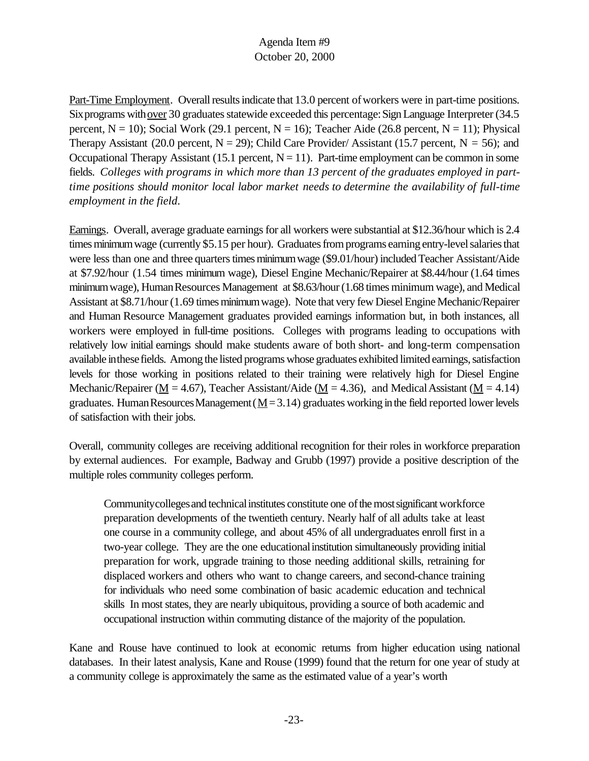Part-Time Employment. Overall results indicate that 13.0 percent of workers were in part-time positions. Six programs with over 30 graduates statewide exceeded this percentage: Sign Language Interpreter (34.5 percent, N = 10); Social Work (29.1 percent, N = 16); Teacher Aide (26.8 percent, N = 11); Physical Therapy Assistant (20.0 percent, N = 29); Child Care Provider/ Assistant (15.7 percent, N = 56); and Occupational Therapy Assistant (15.1 percent, N = 11). Part-time employment can be common in some fields. *Colleges with programs in which more than 13 percent of the graduates employed in part-time positions should monitor local labor market needs to determine the availability of full-time employment in the field.*

Earnings. Overall, average graduate earnings for all workers were substantial at $12.36/hour which is 2.4 times minimum wage (currently $5.15 per hour). Graduates from programs earning entry-level salaries that were less than one and three quarters times minimum wage ($9.01/hour) included Teacher Assistant/Aide at $7.92/hour (1.54 times minimum wage), Diesel Engine Mechanic/Repairer at $8.44/hour (1.64 times minimum wage), Human Resources Management at $8.63/hour (1.68 times minimum wage), and Medical Assistant at $8.71/hour (1.69 times minimum wage). Note that very few Diesel Engine Mechanic/Repairer and Human Resource Management graduates provided earnings information but, in both instances, all workers were employed in full-time positions. Colleges with programs leading to occupations with relatively low initial earnings should make students aware of both short- and long-term compensation available in these fields. Among the listed programs whose graduates exhibited limited earnings, satisfaction levels for those working in positions related to their training were relatively high for Diesel Engine Mechanic/Repairer (M = 4.67), Teacher Assistant/Aide (M = 4.36), and Medical Assistant (M = 4.14) graduates. Human Resources Management (M = 3.14) graduates working in the field reported lower levels of satisfaction with their jobs.

Overall, community colleges are receiving additional recognition for their roles in workforce preparation by external audiences. For example, Badway and Grubb (1997) provide a positive description of the multiple roles community colleges perform.

> Community colleges and technical institutes constitute one of the most significant workforce preparation developments of the twentieth century. Nearly half of all adults take at least one course in a community college, and about 45% of all undergraduates enroll first in a two-year college. They are the one educational institution simultaneously providing initial preparation for work, upgrade training to those needing additional skills, retraining for displaced workers and others who want to change careers, and second-chance training for individuals who need some combination of basic academic education and technical skills In most states, they are nearly ubiquitous, providing a source of both academic and occupational instruction within commuting distance of the majority of the population.

Kane and Rouse have continued to look at economic returns from higher education using national databases. In their latest analysis, Kane and Rouse (1999) found that the return for one year of study at a community college is approximately the same as the estimated value of a year's worth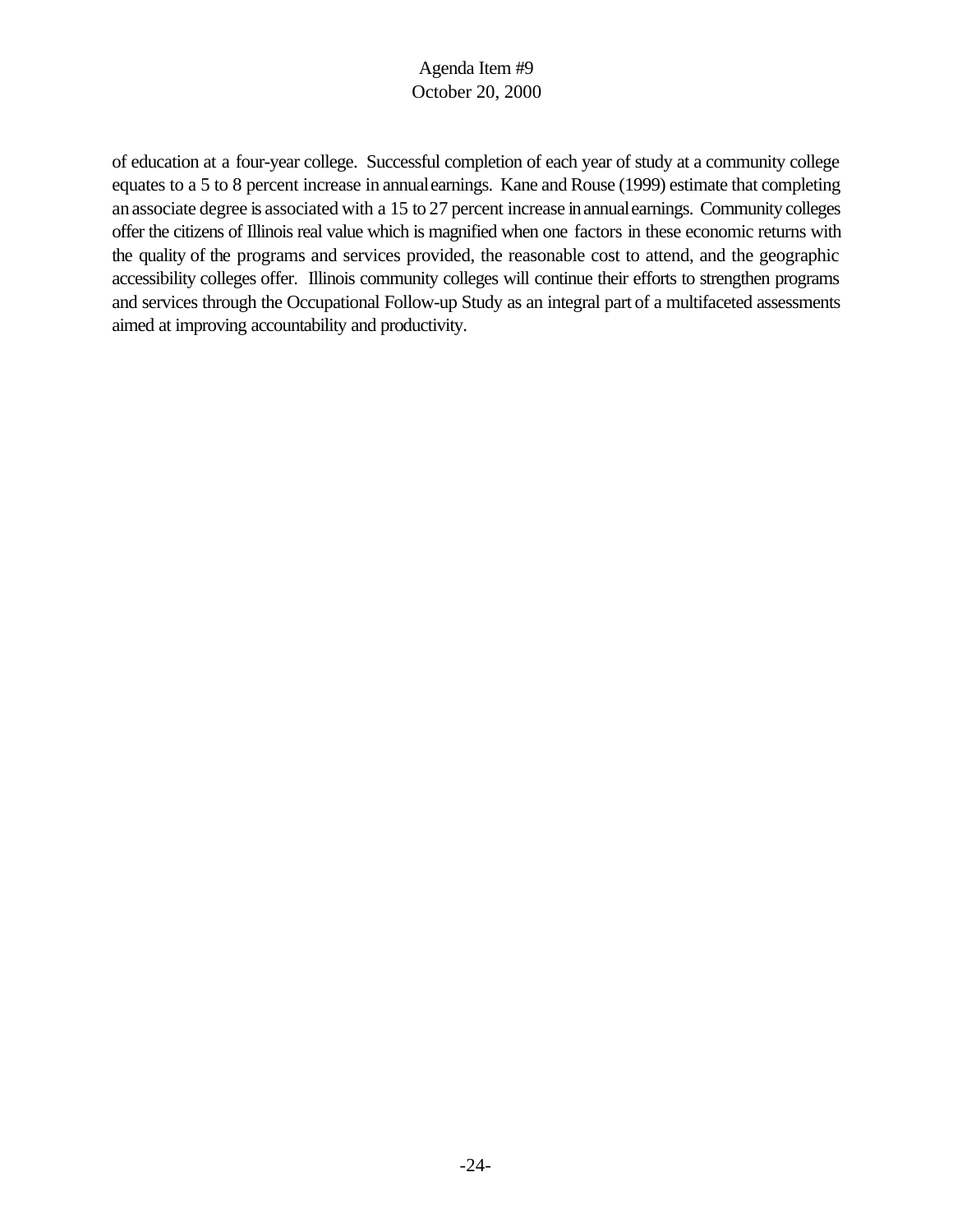of education at a four-year college. Successful completion of each year of study at a community college equates to a 5 to 8 percent increase in annual earnings. Kane and Rouse (1999) estimate that completing an associate degree is associated with a 15 to 27 percent increase in annual earnings. Community colleges offer the citizens of Illinois real value which is magnified when one factors in these economic returns with the quality of the programs and services provided, the reasonable cost to attend, and the geographic accessibility colleges offer. Illinois community colleges will continue their efforts to strengthen programs and services through the Occupational Follow-up Study as an integral part of a multifaceted assessments aimed at improving accountability and productivity.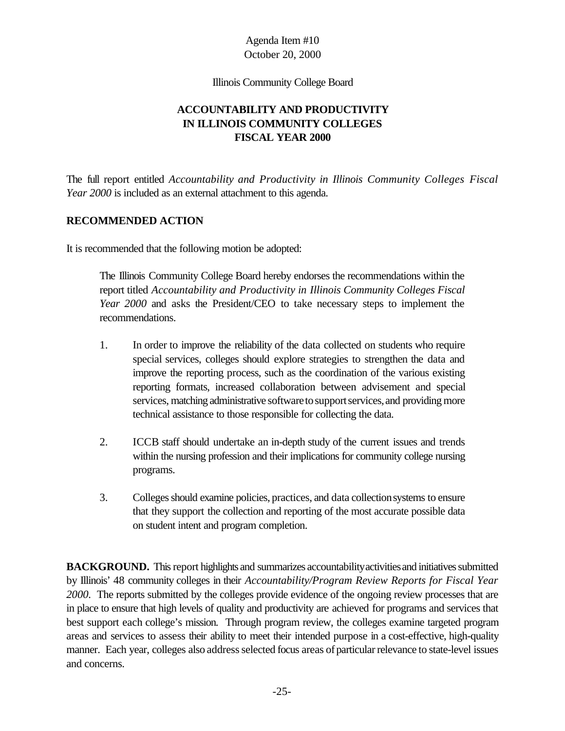Agenda Item #10
October 20, 2000

Illinois Community College Board

## ACCOUNTABILITY AND PRODUCTIVITY IN ILLINOIS COMMUNITY COLLEGES FISCAL YEAR 2000

The full report entitled *Accountability and Productivity in Illinois Community Colleges Fiscal Year 2000* is included as an external attachment to this agenda.

### RECOMMENDED ACTION

It is recommended that the following motion be adopted:

> The Illinois Community College Board hereby endorses the recommendations within the report titled *Accountability and Productivity in Illinois Community Colleges Fiscal Year 2000* and asks the President/CEO to take necessary steps to implement the recommendations.
>
> 1. In order to improve the reliability of the data collected on students who require special services, colleges should explore strategies to strengthen the data and improve the reporting process, such as the coordination of the various existing reporting formats, increased collaboration between advisement and special services, matching administrative software to support services, and providing more technical assistance to those responsible for collecting the data.
>
> 2. ICCB staff should undertake an in-depth study of the current issues and trends within the nursing profession and their implications for community college nursing programs.
>
> 3. Colleges should examine policies, practices, and data collection systems to ensure that they support the collection and reporting of the most accurate possible data on student intent and program completion.

**BACKGROUND.** This report highlights and summarizes accountability activities and initiatives submitted by Illinois' 48 community colleges in their *Accountability/Program Review Reports for Fiscal Year 2000*. The reports submitted by the colleges provide evidence of the ongoing review processes that are in place to ensure that high levels of quality and productivity are achieved for programs and services that best support each college's mission. Through program review, the colleges examine targeted program areas and services to assess their ability to meet their intended purpose in a cost-effective, high-quality manner. Each year, colleges also address selected focus areas of particular relevance to state-level issues and concerns.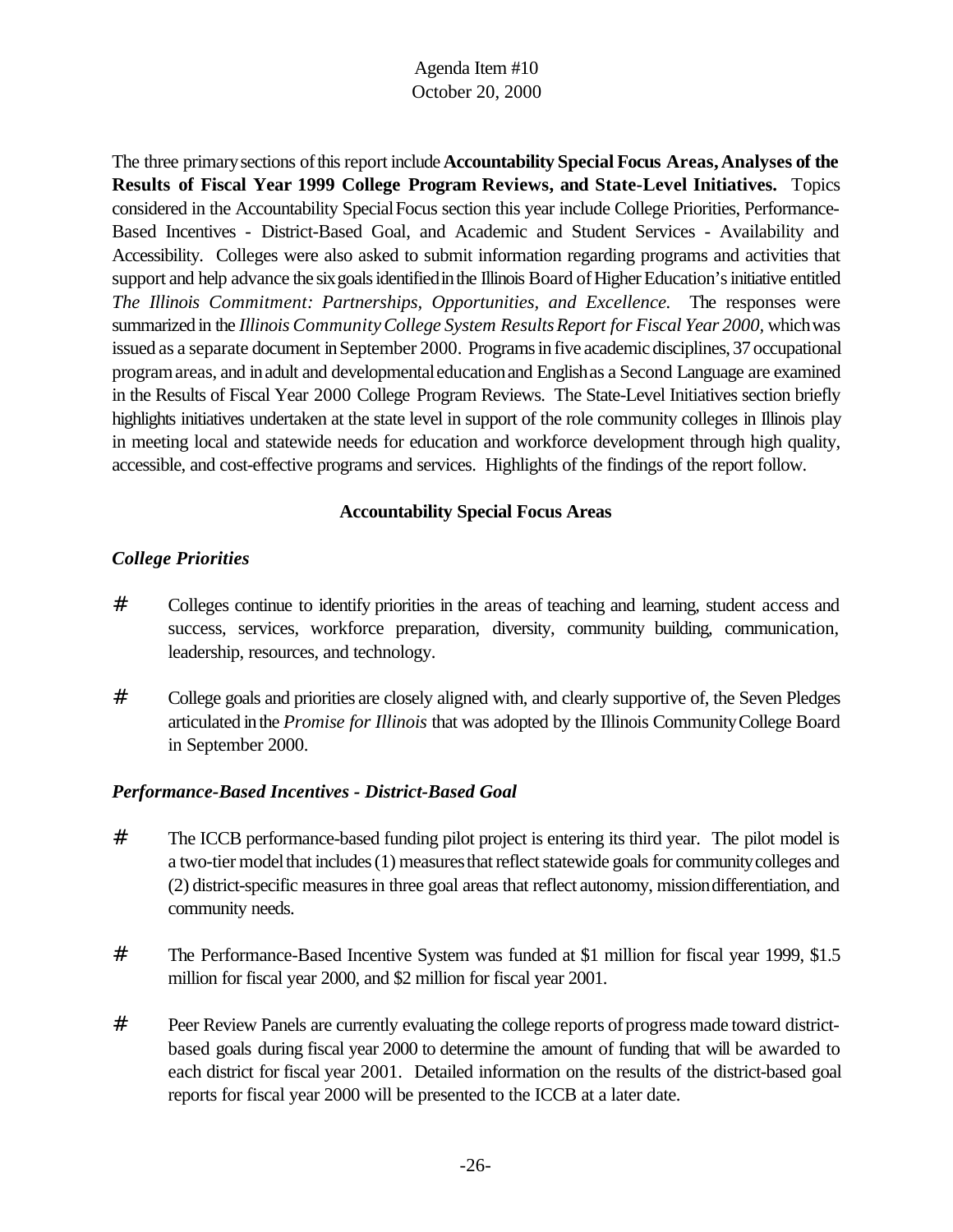The three primary sections of this report include **Accountability Special Focus Areas, Analyses of the Results of Fiscal Year 1999 College Program Reviews, and State-Level Initiatives.** Topics considered in the Accountability Special Focus section this year include College Priorities, Performance-Based Incentives - District-Based Goal, and Academic and Student Services - Availability and Accessibility. Colleges were also asked to submit information regarding programs and activities that support and help advance the six goals identified in the Illinois Board of Higher Education's initiative entitled *The Illinois Commitment: Partnerships, Opportunities, and Excellence.* The responses were summarized in the *Illinois Community College System Results Report for Fiscal Year 2000,* which was issued as a separate document in September 2000. Programs in five academic disciplines, 37 occupational program areas, and in adult and developmental education and English as a Second Language are examined in the Results of Fiscal Year 2000 College Program Reviews. The State-Level Initiatives section briefly highlights initiatives undertaken at the state level in support of the role community colleges in Illinois play in meeting local and statewide needs for education and workforce development through high quality, accessible, and cost-effective programs and services. Highlights of the findings of the report follow.

## Accountability Special Focus Areas

### *College Priorities*

- Colleges continue to identify priorities in the areas of teaching and learning, student access and success, services, workforce preparation, diversity, community building, communication, leadership, resources, and technology.

- College goals and priorities are closely aligned with, and clearly supportive of, the Seven Pledges articulated in the *Promise for Illinois* that was adopted by the Illinois Community College Board in September 2000.

### *Performance-Based Incentives - District-Based Goal*

- The ICCB performance-based funding pilot project is entering its third year. The pilot model is a two-tier model that includes (1) measures that reflect statewide goals for community colleges and (2) district-specific measures in three goal areas that reflect autonomy, mission differentiation, and community needs.

- The Performance-Based Incentive System was funded at $1 million for fiscal year 1999, $1.5 million for fiscal year 2000, and $2 million for fiscal year 2001.

- Peer Review Panels are currently evaluating the college reports of progress made toward district-based goals during fiscal year 2000 to determine the amount of funding that will be awarded to each district for fiscal year 2001. Detailed information on the results of the district-based goal reports for fiscal year 2000 will be presented to the ICCB at a later date.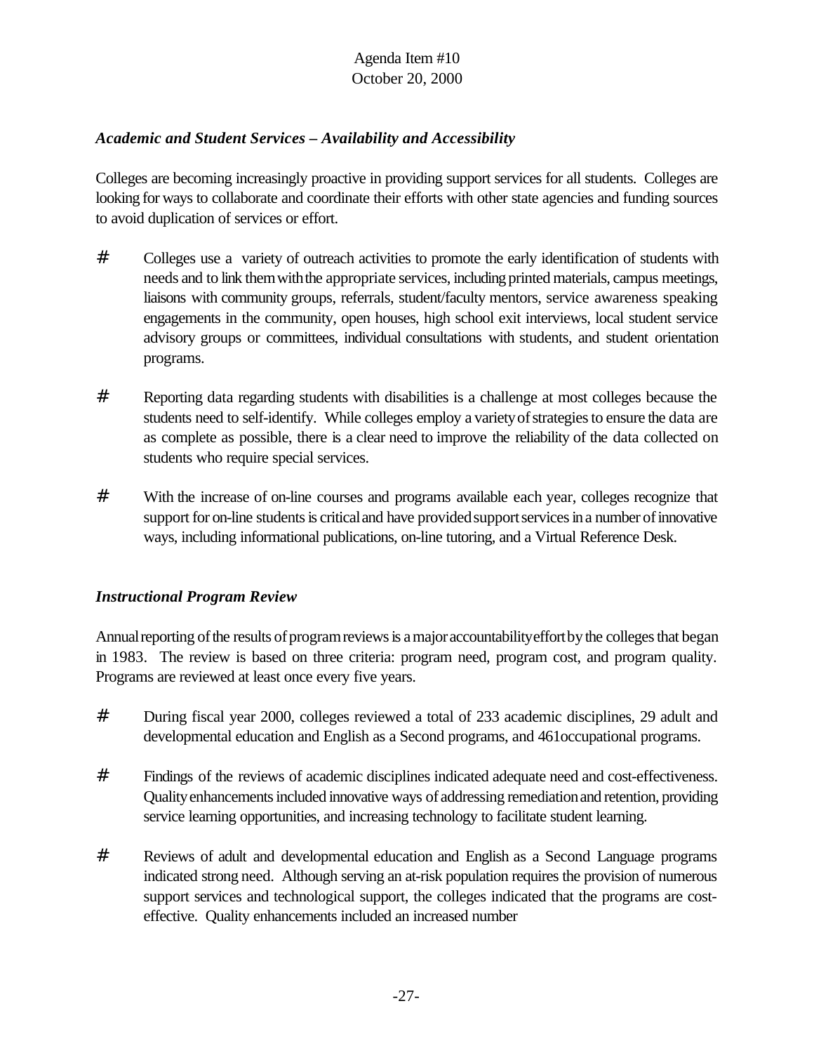Agenda Item #10
October 20, 2000

***Academic and Student Services – Availability and Accessibility***

Colleges are becoming increasingly proactive in providing support services for all students. Colleges are looking for ways to collaborate and coordinate their efforts with other state agencies and funding sources to avoid duplication of services or effort.

- Colleges use a variety of outreach activities to promote the early identification of students with needs and to link them with the appropriate services, including printed materials, campus meetings, liaisons with community groups, referrals, student/faculty mentors, service awareness speaking engagements in the community, open houses, high school exit interviews, local student service advisory groups or committees, individual consultations with students, and student orientation programs.

- Reporting data regarding students with disabilities is a challenge at most colleges because the students need to self-identify. While colleges employ a variety of strategies to ensure the data are as complete as possible, there is a clear need to improve the reliability of the data collected on students who require special services.

- With the increase of on-line courses and programs available each year, colleges recognize that support for on-line students is critical and have provided support services in a number of innovative ways, including informational publications, on-line tutoring, and a Virtual Reference Desk.

***Instructional Program Review***

Annual reporting of the results of program reviews is a major accountability effort by the colleges that began in 1983. The review is based on three criteria: program need, program cost, and program quality. Programs are reviewed at least once every five years.

- During fiscal year 2000, colleges reviewed a total of 233 academic disciplines, 29 adult and developmental education and English as a Second programs, and 461occupational programs.

- Findings of the reviews of academic disciplines indicated adequate need and cost-effectiveness. Quality enhancements included innovative ways of addressing remediation and retention, providing service learning opportunities, and increasing technology to facilitate student learning.

- Reviews of adult and developmental education and English as a Second Language programs indicated strong need. Although serving an at-risk population requires the provision of numerous support services and technological support, the colleges indicated that the programs are cost-effective. Quality enhancements included an increased number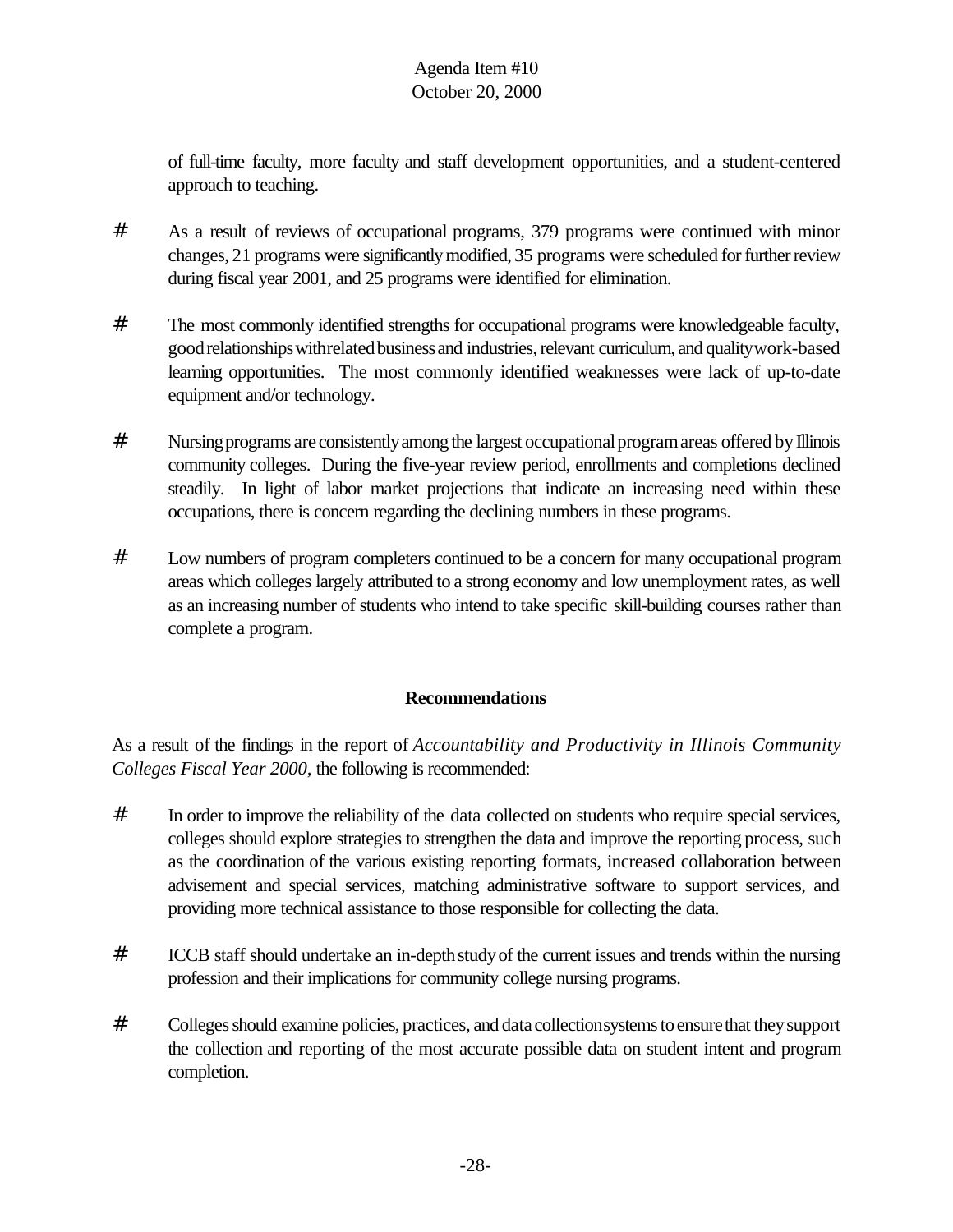of full-time faculty, more faculty and staff development opportunities, and a student-centered approach to teaching.

- As a result of reviews of occupational programs, 379 programs were continued with minor changes, 21 programs were significantly modified, 35 programs were scheduled for further review during fiscal year 2001, and 25 programs were identified for elimination.

- The most commonly identified strengths for occupational programs were knowledgeable faculty, good relationships with related business and industries, relevant curriculum, and quality work-based learning opportunities. The most commonly identified weaknesses were lack of up-to-date equipment and/or technology.

- Nursing programs are consistently among the largest occupational program areas offered by Illinois community colleges. During the five-year review period, enrollments and completions declined steadily. In light of labor market projections that indicate an increasing need within these occupations, there is concern regarding the declining numbers in these programs.

- Low numbers of program completers continued to be a concern for many occupational program areas which colleges largely attributed to a strong economy and low unemployment rates, as well as an increasing number of students who intend to take specific skill-building courses rather than complete a program.

**Recommendations**

As a result of the findings in the report of *Accountability and Productivity in Illinois Community Colleges Fiscal Year 2000,* the following is recommended:

- In order to improve the reliability of the data collected on students who require special services, colleges should explore strategies to strengthen the data and improve the reporting process, such as the coordination of the various existing reporting formats, increased collaboration between advisement and special services, matching administrative software to support services, and providing more technical assistance to those responsible for collecting the data.

- ICCB staff should undertake an in-depth study of the current issues and trends within the nursing profession and their implications for community college nursing programs.

- Colleges should examine policies, practices, and data collection systems to ensure that they support the collection and reporting of the most accurate possible data on student intent and program completion.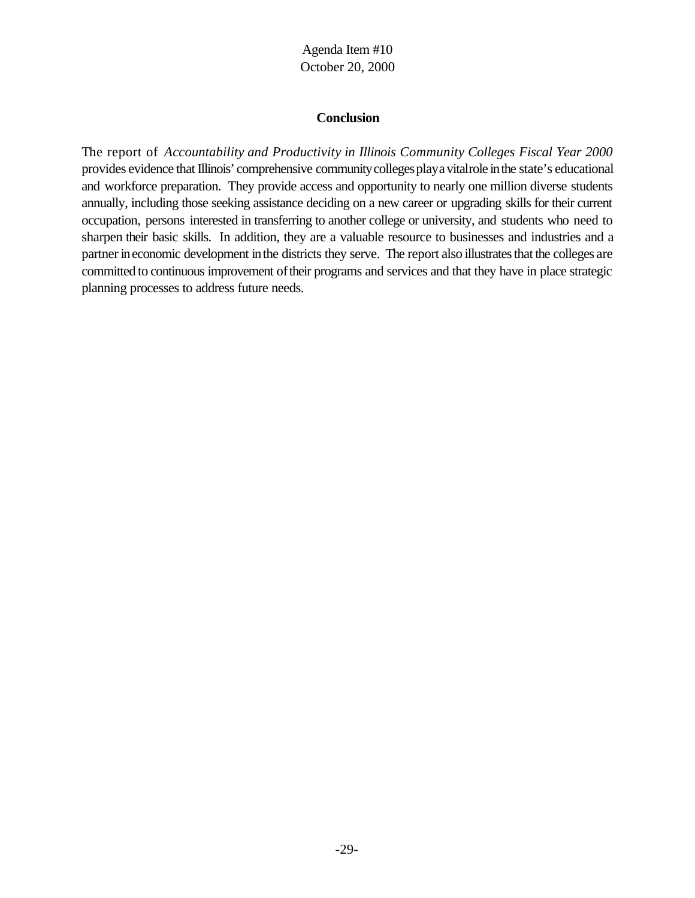## Conclusion

The report of *Accountability and Productivity in Illinois Community Colleges Fiscal Year 2000* provides evidence that Illinois' comprehensive community colleges play a vital role in the state's educational and workforce preparation. They provide access and opportunity to nearly one million diverse students annually, including those seeking assistance deciding on a new career or upgrading skills for their current occupation, persons interested in transferring to another college or university, and students who need to sharpen their basic skills. In addition, they are a valuable resource to businesses and industries and a partner in economic development in the districts they serve. The report also illustrates that the colleges are committed to continuous improvement of their programs and services and that they have in place strategic planning processes to address future needs.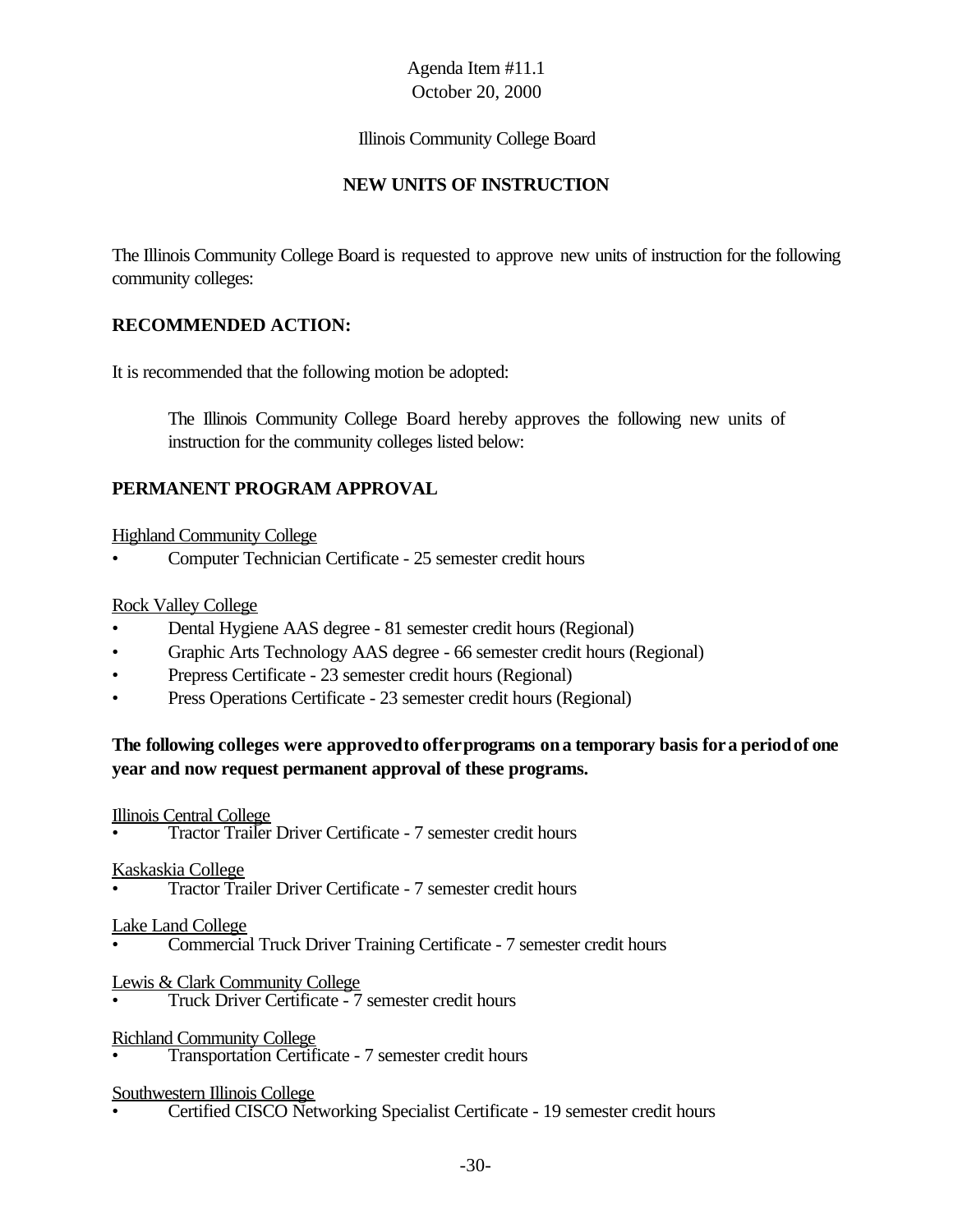Agenda Item #11.1
October 20, 2000

Illinois Community College Board

## NEW UNITS OF INSTRUCTION

The Illinois Community College Board is requested to approve new units of instruction for the following community colleges:

### RECOMMENDED ACTION:

It is recommended that the following motion be adopted:

> The Illinois Community College Board hereby approves the following new units of instruction for the community colleges listed below:

### PERMANENT PROGRAM APPROVAL

Highland Community College

- Computer Technician Certificate - 25 semester credit hours

Rock Valley College

- Dental Hygiene AAS degree - 81 semester credit hours (Regional)
- Graphic Arts Technology AAS degree - 66 semester credit hours (Regional)
- Prepress Certificate - 23 semester credit hours (Regional)
- Press Operations Certificate - 23 semester credit hours (Regional)

**The following colleges were approved to offer programs on a temporary basis for a period of one year and now request permanent approval of these programs.**

Illinois Central College

- Tractor Trailer Driver Certificate - 7 semester credit hours

Kaskaskia College

- Tractor Trailer Driver Certificate - 7 semester credit hours

Lake Land College

- Commercial Truck Driver Training Certificate - 7 semester credit hours

Lewis & Clark Community College

- Truck Driver Certificate - 7 semester credit hours

Richland Community College

- Transportation Certificate - 7 semester credit hours

Southwestern Illinois College

- Certified CISCO Networking Specialist Certificate - 19 semester credit hours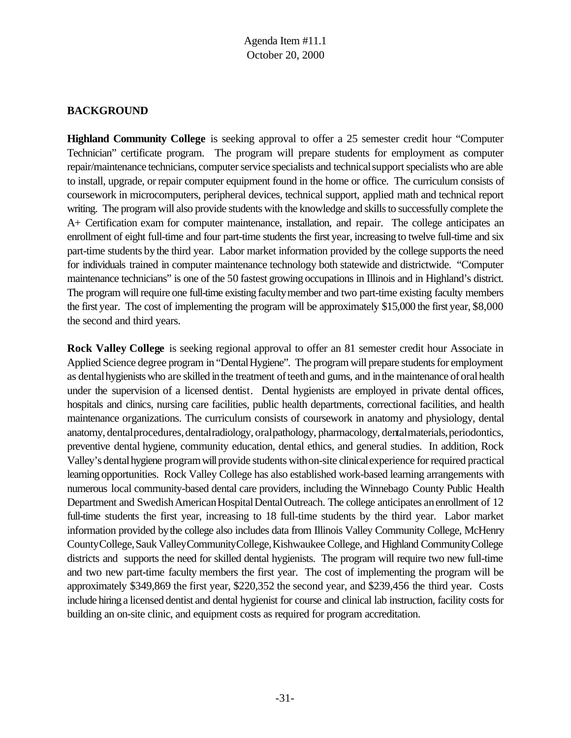Agenda Item #11.1
October 20, 2000

## BACKGROUND

**Highland Community College** is seeking approval to offer a 25 semester credit hour "Computer Technician" certificate program. The program will prepare students for employment as computer repair/maintenance technicians, computer service specialists and technical support specialists who are able to install, upgrade, or repair computer equipment found in the home or office. The curriculum consists of coursework in microcomputers, peripheral devices, technical support, applied math and technical report writing. The program will also provide students with the knowledge and skills to successfully complete the A+ Certification exam for computer maintenance, installation, and repair. The college anticipates an enrollment of eight full-time and four part-time students the first year, increasing to twelve full-time and six part-time students by the third year. Labor market information provided by the college supports the need for individuals trained in computer maintenance technology both statewide and districtwide. "Computer maintenance technicians" is one of the 50 fastest growing occupations in Illinois and in Highland's district. The program will require one full-time existing faculty member and two part-time existing faculty members the first year. The cost of implementing the program will be approximately $15,000 the first year, $8,000 the second and third years.

**Rock Valley College** is seeking regional approval to offer an 81 semester credit hour Associate in Applied Science degree program in "Dental Hygiene". The program will prepare students for employment as dental hygienists who are skilled in the treatment of teeth and gums, and in the maintenance of oral health under the supervision of a licensed dentist. Dental hygienists are employed in private dental offices, hospitals and clinics, nursing care facilities, public health departments, correctional facilities, and health maintenance organizations. The curriculum consists of coursework in anatomy and physiology, dental anatomy, dental procedures, dental radiology, oral pathology, pharmacology, dental materials, periodontics, preventive dental hygiene, community education, dental ethics, and general studies. In addition, Rock Valley's dental hygiene program will provide students with on-site clinical experience for required practical learning opportunities. Rock Valley College has also established work-based learning arrangements with numerous local community-based dental care providers, including the Winnebago County Public Health Department and Swedish American Hospital Dental Outreach. The college anticipates an enrollment of 12 full-time students the first year, increasing to 18 full-time students by the third year. Labor market information provided by the college also includes data from Illinois Valley Community College, McHenry County College, Sauk Valley Community College, Kishwaukee College, and Highland Community College districts and supports the need for skilled dental hygienists. The program will require two new full-time and two new part-time faculty members the first year. The cost of implementing the program will be approximately $349,869 the first year, $220,352 the second year, and $239,456 the third year. Costs include hiring a licensed dentist and dental hygienist for course and clinical lab instruction, facility costs for building an on-site clinic, and equipment costs as required for program accreditation.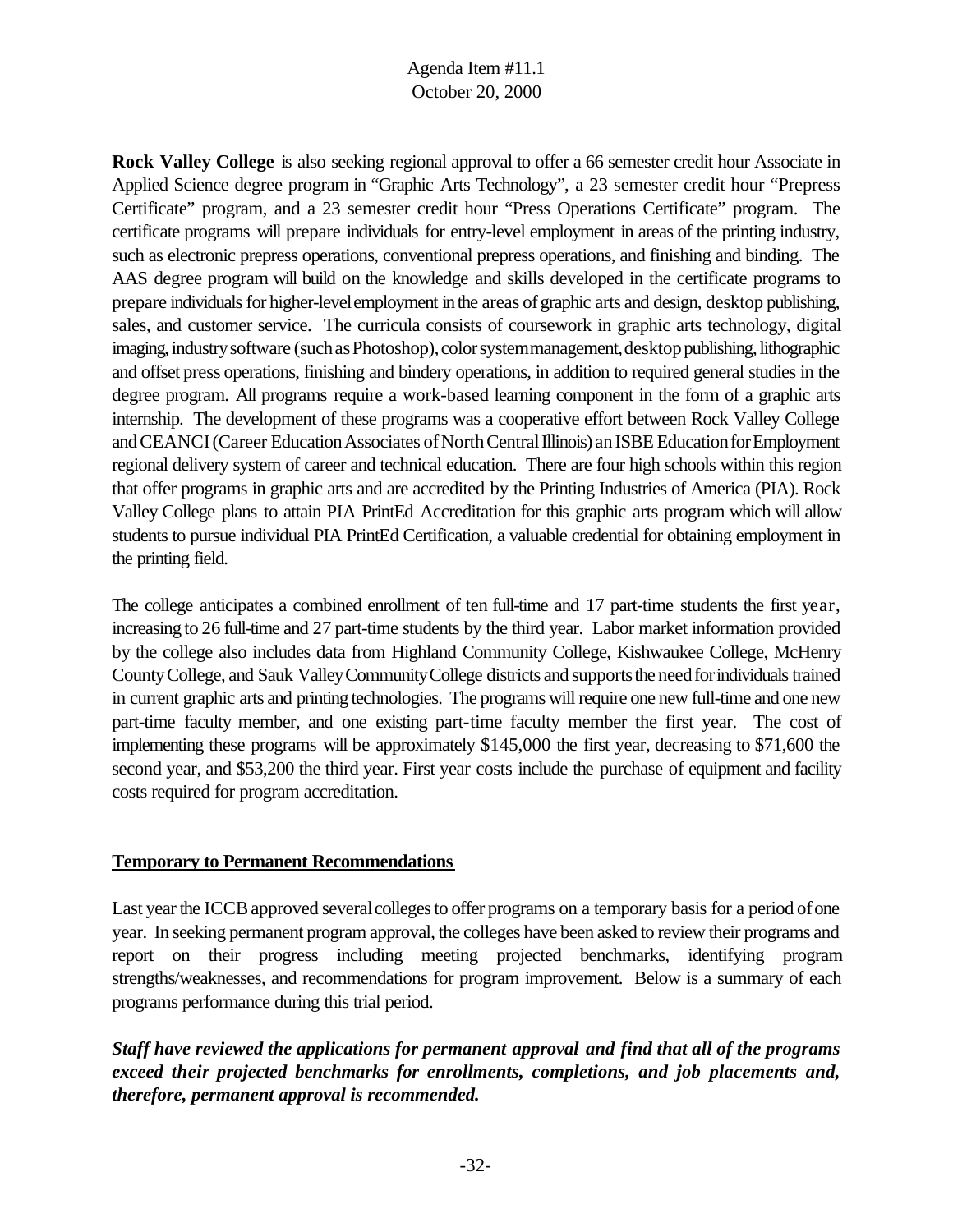**Rock Valley College** is also seeking regional approval to offer a 66 semester credit hour Associate in Applied Science degree program in "Graphic Arts Technology", a 23 semester credit hour "Prepress Certificate" program, and a 23 semester credit hour "Press Operations Certificate" program. The certificate programs will prepare individuals for entry-level employment in areas of the printing industry, such as electronic prepress operations, conventional prepress operations, and finishing and binding. The AAS degree program will build on the knowledge and skills developed in the certificate programs to prepare individuals for higher-level employment in the areas of graphic arts and design, desktop publishing, sales, and customer service. The curricula consists of coursework in graphic arts technology, digital imaging, industry software (such as Photoshop), color system management, desktop publishing, lithographic and offset press operations, finishing and bindery operations, in addition to required general studies in the degree program. All programs require a work-based learning component in the form of a graphic arts internship. The development of these programs was a cooperative effort between Rock Valley College and CEANCI (Career Education Associates of North Central Illinois) an ISBE Education for Employment regional delivery system of career and technical education. There are four high schools within this region that offer programs in graphic arts and are accredited by the Printing Industries of America (PIA). Rock Valley College plans to attain PIA PrintEd Accreditation for this graphic arts program which will allow students to pursue individual PIA PrintEd Certification, a valuable credential for obtaining employment in the printing field.

The college anticipates a combined enrollment of ten full-time and 17 part-time students the first year, increasing to 26 full-time and 27 part-time students by the third year. Labor market information provided by the college also includes data from Highland Community College, Kishwaukee College, McHenry County College, and Sauk Valley Community College districts and supports the need for individuals trained in current graphic arts and printing technologies. The programs will require one new full-time and one new part-time faculty member, and one existing part-time faculty member the first year. The cost of implementing these programs will be approximately $145,000 the first year, decreasing to $71,600 the second year, and $53,200 the third year. First year costs include the purchase of equipment and facility costs required for program accreditation.

## Temporary to Permanent Recommendations

Last year the ICCB approved several colleges to offer programs on a temporary basis for a period of one year. In seeking permanent program approval, the colleges have been asked to review their programs and report on their progress including meeting projected benchmarks, identifying program strengths/weaknesses, and recommendations for program improvement. Below is a summary of each programs performance during this trial period.

***Staff have reviewed the applications for permanent approval and find that all of the programs exceed their projected benchmarks for enrollments, completions, and job placements and, therefore, permanent approval is recommended.***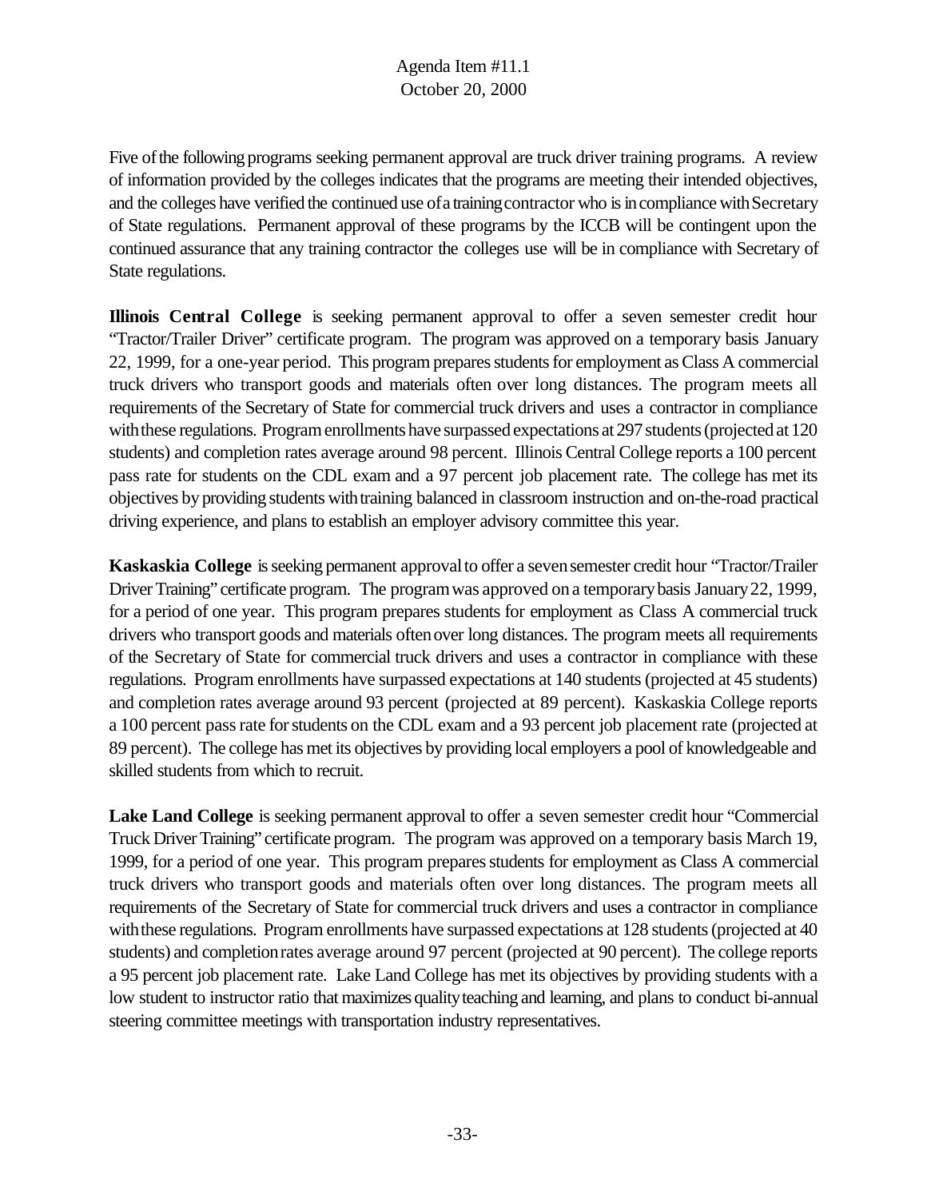Agenda Item #11.1
October 20, 2000

Five of the following programs seeking permanent approval are truck driver training programs. A review of information provided by the colleges indicates that the programs are meeting their intended objectives, and the colleges have verified the continued use of a training contractor who is in compliance with Secretary of State regulations. Permanent approval of these programs by the ICCB will be contingent upon the continued assurance that any training contractor the colleges use will be in compliance with Secretary of State regulations.

**Illinois Central College** is seeking permanent approval to offer a seven semester credit hour "Tractor/Trailer Driver" certificate program. The program was approved on a temporary basis January 22, 1999, for a one-year period. This program prepares students for employment as Class A commercial truck drivers who transport goods and materials often over long distances. The program meets all requirements of the Secretary of State for commercial truck drivers and uses a contractor in compliance with these regulations. Program enrollments have surpassed expectations at 297 students (projected at 120 students) and completion rates average around 98 percent. Illinois Central College reports a 100 percent pass rate for students on the CDL exam and a 97 percent job placement rate. The college has met its objectives by providing students with training balanced in classroom instruction and on-the-road practical driving experience, and plans to establish an employer advisory committee this year.

**Kaskaskia College** is seeking permanent approval to offer a seven semester credit hour "Tractor/Trailer Driver Training" certificate program. The program was approved on a temporary basis January 22, 1999, for a period of one year. This program prepares students for employment as Class A commercial truck drivers who transport goods and materials often over long distances. The program meets all requirements of the Secretary of State for commercial truck drivers and uses a contractor in compliance with these regulations. Program enrollments have surpassed expectations at 140 students (projected at 45 students) and completion rates average around 93 percent (projected at 89 percent). Kaskaskia College reports a 100 percent pass rate for students on the CDL exam and a 93 percent job placement rate (projected at 89 percent). The college has met its objectives by providing local employers a pool of knowledgeable and skilled students from which to recruit.

**Lake Land College** is seeking permanent approval to offer a seven semester credit hour "Commercial Truck Driver Training" certificate program. The program was approved on a temporary basis March 19, 1999, for a period of one year. This program prepares students for employment as Class A commercial truck drivers who transport goods and materials often over long distances. The program meets all requirements of the Secretary of State for commercial truck drivers and uses a contractor in compliance with these regulations. Program enrollments have surpassed expectations at 128 students (projected at 40 students) and completion rates average around 97 percent (projected at 90 percent). The college reports a 95 percent job placement rate. Lake Land College has met its objectives by providing students with a low student to instructor ratio that maximizes quality teaching and learning, and plans to conduct bi-annual steering committee meetings with transportation industry representatives.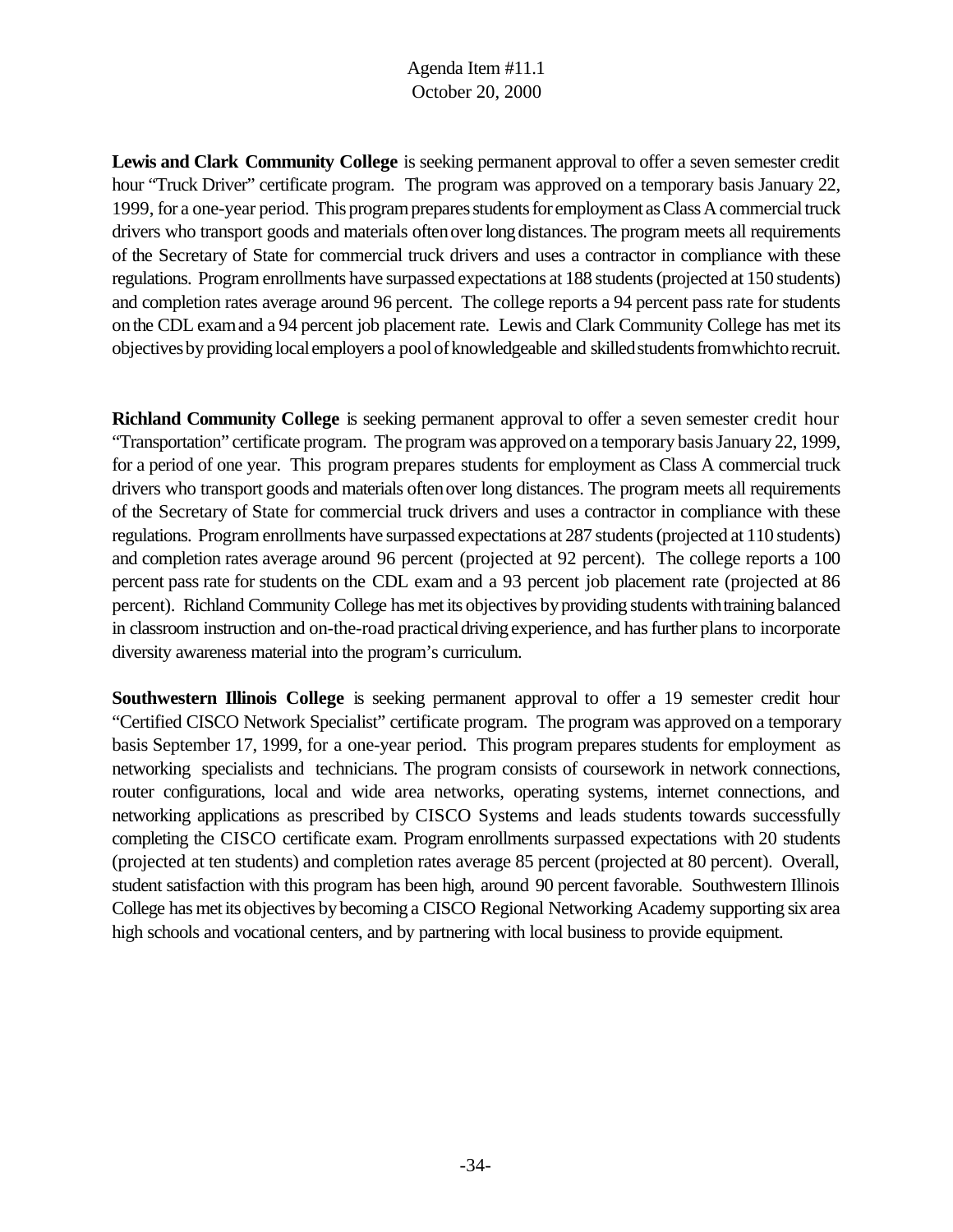**Lewis and Clark Community College** is seeking permanent approval to offer a seven semester credit hour "Truck Driver" certificate program. The program was approved on a temporary basis January 22, 1999, for a one-year period. This program prepares students for employment as Class A commercial truck drivers who transport goods and materials often over long distances. The program meets all requirements of the Secretary of State for commercial truck drivers and uses a contractor in compliance with these regulations. Program enrollments have surpassed expectations at 188 students (projected at 150 students) and completion rates average around 96 percent. The college reports a 94 percent pass rate for students on the CDL exam and a 94 percent job placement rate. Lewis and Clark Community College has met its objectives by providing local employers a pool of knowledgeable and skilled students from which to recruit.

**Richland Community College** is seeking permanent approval to offer a seven semester credit hour "Transportation" certificate program. The program was approved on a temporary basis January 22, 1999, for a period of one year. This program prepares students for employment as Class A commercial truck drivers who transport goods and materials often over long distances. The program meets all requirements of the Secretary of State for commercial truck drivers and uses a contractor in compliance with these regulations. Program enrollments have surpassed expectations at 287 students (projected at 110 students) and completion rates average around 96 percent (projected at 92 percent). The college reports a 100 percent pass rate for students on the CDL exam and a 93 percent job placement rate (projected at 86 percent). Richland Community College has met its objectives by providing students with training balanced in classroom instruction and on-the-road practical driving experience, and has further plans to incorporate diversity awareness material into the program's curriculum.

**Southwestern Illinois College** is seeking permanent approval to offer a 19 semester credit hour "Certified CISCO Network Specialist" certificate program. The program was approved on a temporary basis September 17, 1999, for a one-year period. This program prepares students for employment as networking specialists and technicians. The program consists of coursework in network connections, router configurations, local and wide area networks, operating systems, internet connections, and networking applications as prescribed by CISCO Systems and leads students towards successfully completing the CISCO certificate exam. Program enrollments surpassed expectations with 20 students (projected at ten students) and completion rates average 85 percent (projected at 80 percent). Overall, student satisfaction with this program has been high, around 90 percent favorable. Southwestern Illinois College has met its objectives by becoming a CISCO Regional Networking Academy supporting six area high schools and vocational centers, and by partnering with local business to provide equipment.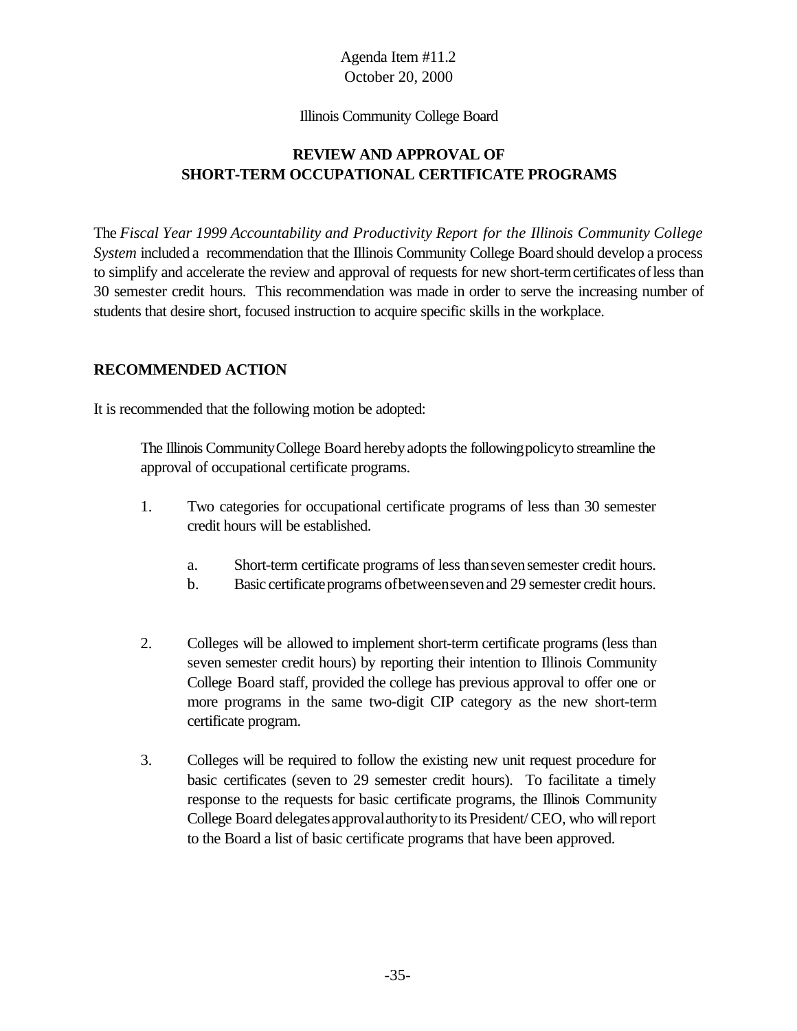Agenda Item #11.2
October 20, 2000

Illinois Community College Board

## REVIEW AND APPROVAL OF SHORT-TERM OCCUPATIONAL CERTIFICATE PROGRAMS

The *Fiscal Year 1999 Accountability and Productivity Report for the Illinois Community College System* included a recommendation that the Illinois Community College Board should develop a process to simplify and accelerate the review and approval of requests for new short-term certificates of less than 30 semester credit hours. This recommendation was made in order to serve the increasing number of students that desire short, focused instruction to acquire specific skills in the workplace.

### RECOMMENDED ACTION

It is recommended that the following motion be adopted:

> The Illinois Community College Board hereby adopts the following policy to streamline the approval of occupational certificate programs.
>
> 1. Two categories for occupational certificate programs of less than 30 semester credit hours will be established.
>
>     a. Short-term certificate programs of less than seven semester credit hours.
>     b. Basic certificate programs of between seven and 29 semester credit hours.
>
> 2. Colleges will be allowed to implement short-term certificate programs (less than seven semester credit hours) by reporting their intention to Illinois Community College Board staff, provided the college has previous approval to offer one or more programs in the same two-digit CIP category as the new short-term certificate program.
>
> 3. Colleges will be required to follow the existing new unit request procedure for basic certificates (seven to 29 semester credit hours). To facilitate a timely response to the requests for basic certificate programs, the Illinois Community College Board delegates approval authority to its President/CEO, who will report to the Board a list of basic certificate programs that have been approved.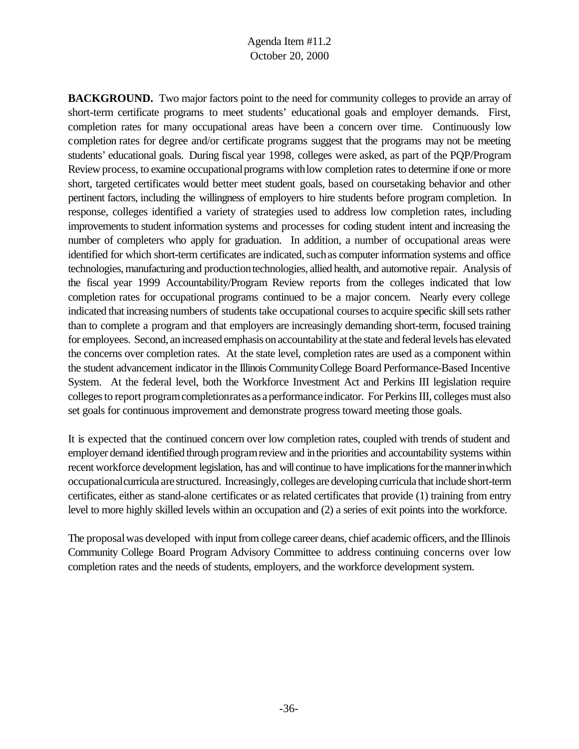**BACKGROUND.** Two major factors point to the need for community colleges to provide an array of short-term certificate programs to meet students' educational goals and employer demands. First, completion rates for many occupational areas have been a concern over time. Continuously low completion rates for degree and/or certificate programs suggest that the programs may not be meeting students' educational goals. During fiscal year 1998, colleges were asked, as part of the PQP/Program Review process, to examine occupational programs with low completion rates to determine if one or more short, targeted certificates would better meet student goals, based on coursetaking behavior and other pertinent factors, including the willingness of employers to hire students before program completion. In response, colleges identified a variety of strategies used to address low completion rates, including improvements to student information systems and processes for coding student intent and increasing the number of completers who apply for graduation. In addition, a number of occupational areas were identified for which short-term certificates are indicated, such as computer information systems and office technologies, manufacturing and production technologies, allied health, and automotive repair. Analysis of the fiscal year 1999 Accountability/Program Review reports from the colleges indicated that low completion rates for occupational programs continued to be a major concern. Nearly every college indicated that increasing numbers of students take occupational courses to acquire specific skill sets rather than to complete a program and that employers are increasingly demanding short-term, focused training for employees. Second, an increased emphasis on accountability at the state and federal levels has elevated the concerns over completion rates. At the state level, completion rates are used as a component within the student advancement indicator in the Illinois Community College Board Performance-Based Incentive System. At the federal level, both the Workforce Investment Act and Perkins III legislation require colleges to report program completion rates as a performance indicator. For Perkins III, colleges must also set goals for continuous improvement and demonstrate progress toward meeting those goals.

It is expected that the continued concern over low completion rates, coupled with trends of student and employer demand identified through program review and in the priorities and accountability systems within recent workforce development legislation, has and will continue to have implications for the manner in which occupational curricula are structured. Increasingly, colleges are developing curricula that include short-term certificates, either as stand-alone certificates or as related certificates that provide (1) training from entry level to more highly skilled levels within an occupation and (2) a series of exit points into the workforce.

The proposal was developed with input from college career deans, chief academic officers, and the Illinois Community College Board Program Advisory Committee to address continuing concerns over low completion rates and the needs of students, employers, and the workforce development system.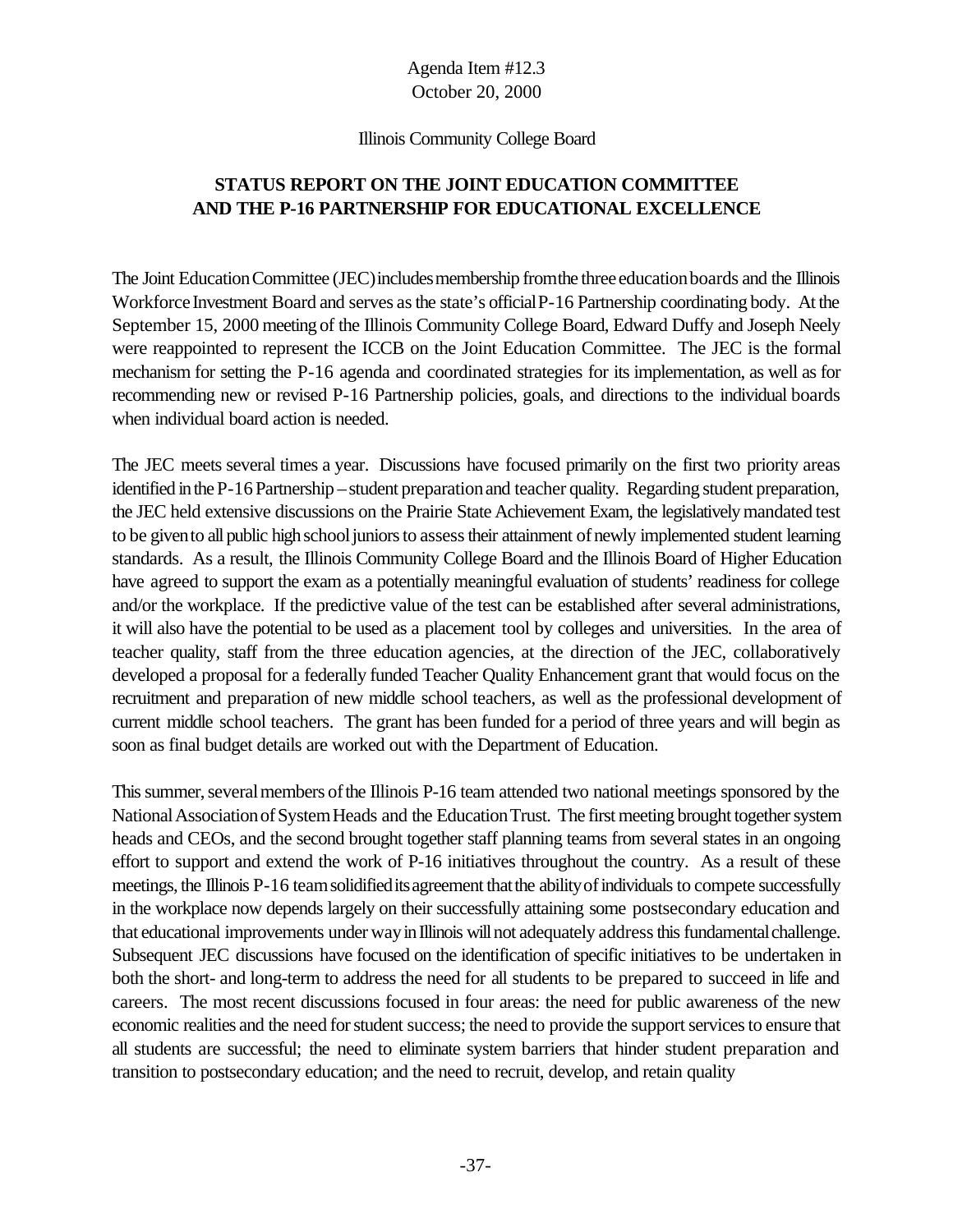Agenda Item #12.3
October 20, 2000

Illinois Community College Board

## STATUS REPORT ON THE JOINT EDUCATION COMMITTEE AND THE P-16 PARTNERSHIP FOR EDUCATIONAL EXCELLENCE

The Joint Education Committee (JEC) includes membership from the three education boards and the Illinois Workforce Investment Board and serves as the state's official P-16 Partnership coordinating body. At the September 15, 2000 meeting of the Illinois Community College Board, Edward Duffy and Joseph Neely were reappointed to represent the ICCB on the Joint Education Committee. The JEC is the formal mechanism for setting the P-16 agenda and coordinated strategies for its implementation, as well as for recommending new or revised P-16 Partnership policies, goals, and directions to the individual boards when individual board action is needed.

The JEC meets several times a year. Discussions have focused primarily on the first two priority areas identified in the P-16 Partnership – student preparation and teacher quality. Regarding student preparation, the JEC held extensive discussions on the Prairie State Achievement Exam, the legislatively mandated test to be given to all public high school juniors to assess their attainment of newly implemented student learning standards. As a result, the Illinois Community College Board and the Illinois Board of Higher Education have agreed to support the exam as a potentially meaningful evaluation of students' readiness for college and/or the workplace. If the predictive value of the test can be established after several administrations, it will also have the potential to be used as a placement tool by colleges and universities. In the area of teacher quality, staff from the three education agencies, at the direction of the JEC, collaboratively developed a proposal for a federally funded Teacher Quality Enhancement grant that would focus on the recruitment and preparation of new middle school teachers, as well as the professional development of current middle school teachers. The grant has been funded for a period of three years and will begin as soon as final budget details are worked out with the Department of Education.

This summer, several members of the Illinois P-16 team attended two national meetings sponsored by the National Association of System Heads and the Education Trust. The first meeting brought together system heads and CEOs, and the second brought together staff planning teams from several states in an ongoing effort to support and extend the work of P-16 initiatives throughout the country. As a result of these meetings, the Illinois P-16 team solidified its agreement that the ability of individuals to compete successfully in the workplace now depends largely on their successfully attaining some postsecondary education and that educational improvements under way in Illinois will not adequately address this fundamental challenge. Subsequent JEC discussions have focused on the identification of specific initiatives to be undertaken in both the short- and long-term to address the need for all students to be prepared to succeed in life and careers. The most recent discussions focused in four areas: the need for public awareness of the new economic realities and the need for student success; the need to provide the support services to ensure that all students are successful; the need to eliminate system barriers that hinder student preparation and transition to postsecondary education; and the need to recruit, develop, and retain quality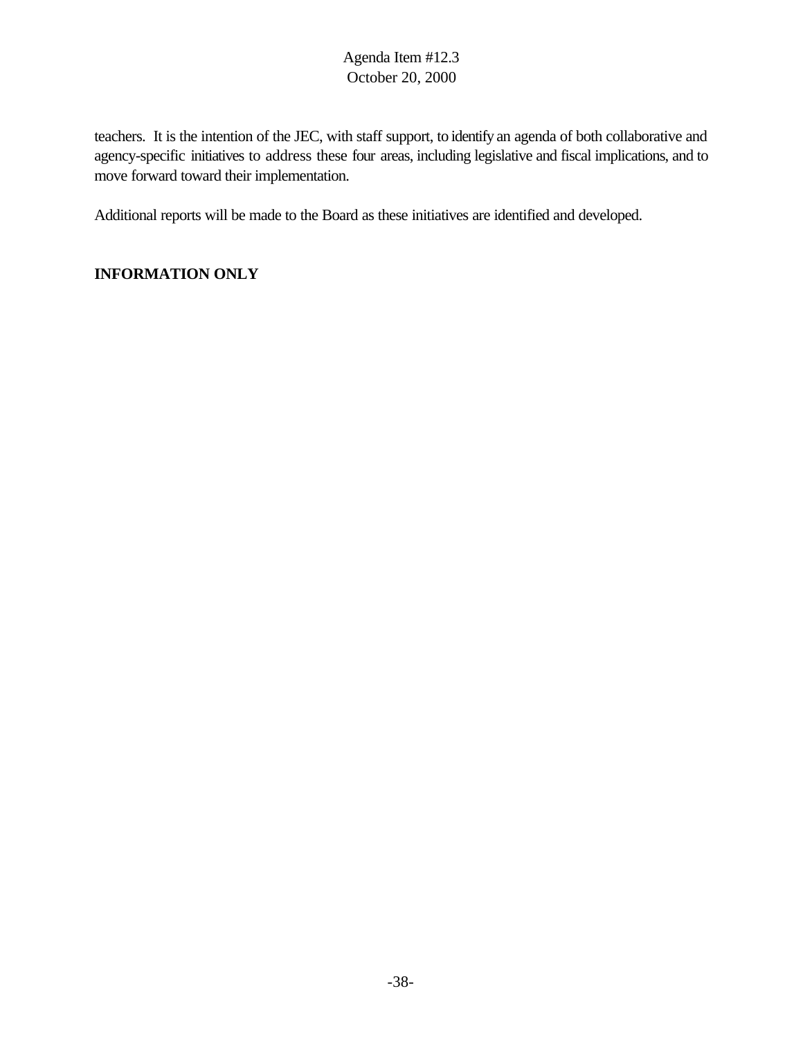teachers. It is the intention of the JEC, with staff support, to identify an agenda of both collaborative and agency-specific initiatives to address these four areas, including legislative and fiscal implications, and to move forward toward their implementation.

Additional reports will be made to the Board as these initiatives are identified and developed.

**INFORMATION ONLY**